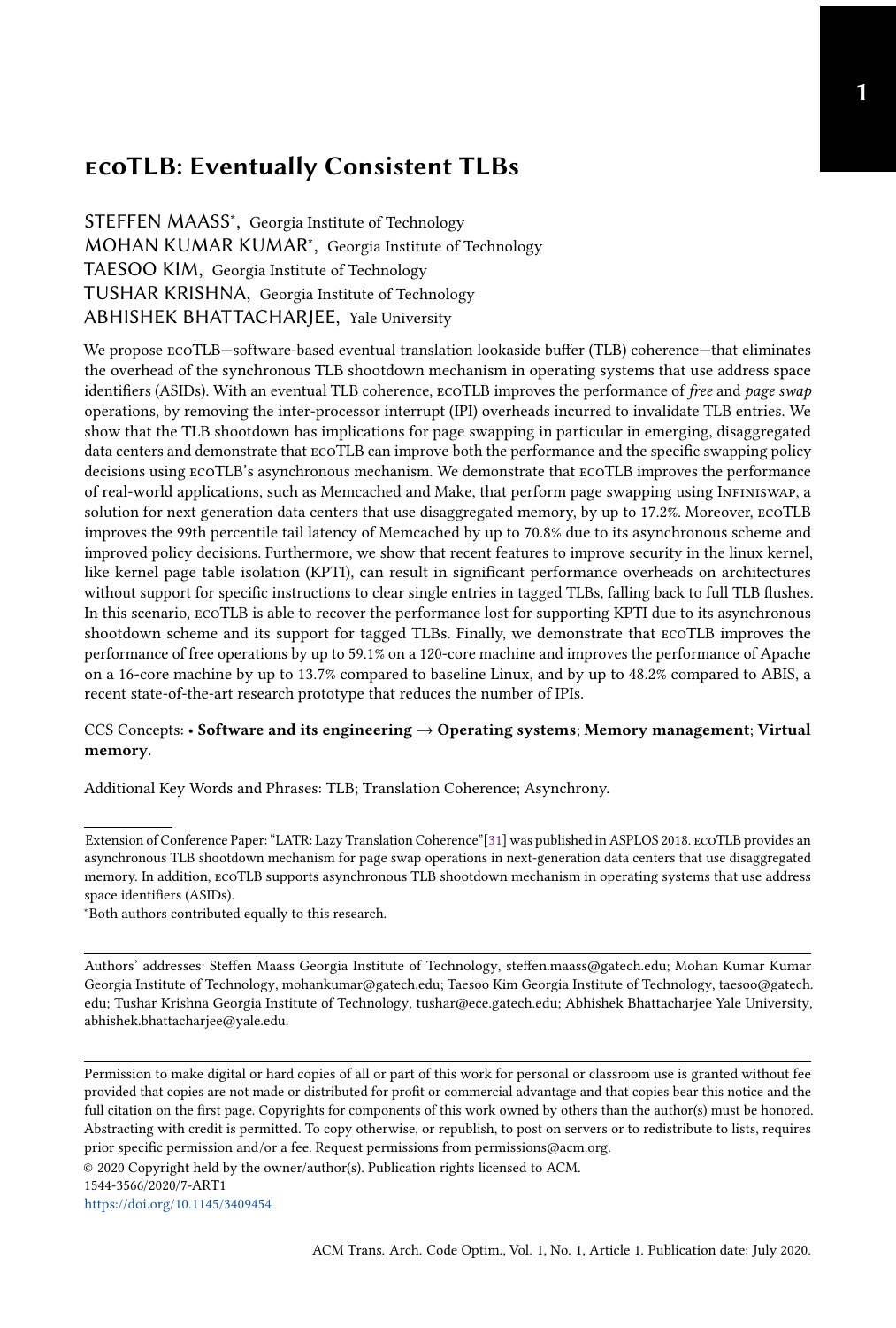# ecoTLB: Eventually Consistent TLBs

STEFFEN MAASS*, Georgia Institute of Technology
MOHAN KUMAR KUMAR*, Georgia Institute of Technology
TAESOO KIM, Georgia Institute of Technology
TUSHAR KRISHNA, Georgia Institute of Technology
ABHISHEK BHATTACHARJEE, Yale University

We propose ecoTLB—software-based eventual translation lookaside buffer (TLB) coherence—that eliminates the overhead of the synchronous TLB shootdown mechanism in operating systems that use address space identifiers (ASIDs). With an eventual TLB coherence, ecoTLB improves the performance of *free* and *page swap* operations, by removing the inter-processor interrupt (IPI) overheads incurred to invalidate TLB entries. We show that the TLB shootdown has implications for page swapping in particular in emerging, disaggregated data centers and demonstrate that ecoTLB can improve both the performance and the specific swapping policy decisions using ecoTLB's asynchronous mechanism. We demonstrate that ecoTLB improves the performance of real-world applications, such as Memcached and Make, that perform page swapping using Infiniswap, a solution for next generation data centers that use disaggregated memory, by up to 17.2%. Moreover, ecoTLB improves the 99th percentile tail latency of Memcached by up to 70.8% due to its asynchronous scheme and improved policy decisions. Furthermore, we show that recent features to improve security in the linux kernel, like kernel page table isolation (KPTI), can result in significant performance overheads on architectures without support for specific instructions to clear single entries in tagged TLBs, falling back to full TLB flushes. In this scenario, ecoTLB is able to recover the performance lost for supporting KPTI due to its asynchronous shootdown scheme and its support for tagged TLBs. Finally, we demonstrate that ecoTLB improves the performance of free operations by up to 59.1% on a 120-core machine and improves the performance of Apache on a 16-core machine by up to 13.7% compared to baseline Linux, and by up to 48.2% compared to ABIS, a recent state-of-the-art research prototype that reduces the number of IPIs.

CCS Concepts: • **Software and its engineering → Operating systems**; **Memory management**; **Virtual memory**.

Additional Key Words and Phrases: TLB; Translation Coherence; Asynchrony.

---

Extension of Conference Paper: "LATR: Lazy Translation Coherence"[31] was published in ASPLOS 2018. ecoTLB provides an asynchronous TLB shootdown mechanism for page swap operations in next-generation data centers that use disaggregated memory. In addition, ecoTLB supports asynchronous TLB shootdown mechanism in operating systems that use address space identifiers (ASIDs).

*Both authors contributed equally to this research.

---

Authors' addresses: Steffen Maass Georgia Institute of Technology, steffen.maass@gatech.edu; Mohan Kumar Kumar Georgia Institute of Technology, mohankumar@gatech.edu; Taesoo Kim Georgia Institute of Technology, taesoo@gatech.edu; Tushar Krishna Georgia Institute of Technology, tushar@ece.gatech.edu; Abhishek Bhattacharjee Yale University, abhishek.bhattacharjee@yale.edu.

---

Permission to make digital or hard copies of all or part of this work for personal or classroom use is granted without fee provided that copies are not made or distributed for profit or commercial advantage and that copies bear this notice and the full citation on the first page. Copyrights for components of this work owned by others than the author(s) must be honored. Abstracting with credit is permitted. To copy otherwise, or republish, to post on servers or to redistribute to lists, requires prior specific permission and/or a fee. Request permissions from permissions@acm.org.

© 2020 Copyright held by the owner/author(s). Publication rights licensed to ACM.
1544-3566/2020/7-ART1
https://doi.org/10.1145/3409454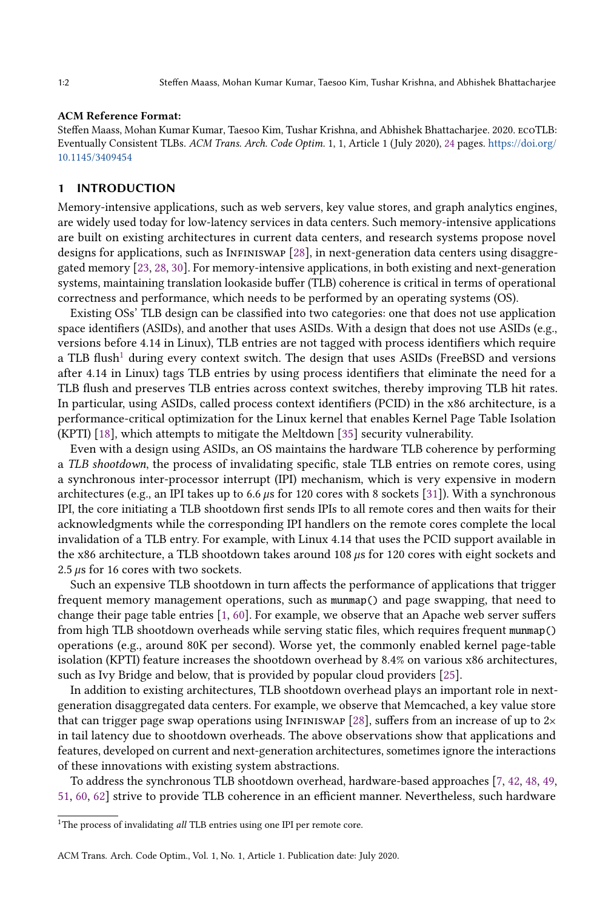**ACM Reference Format:**

Steffen Maass, Mohan Kumar Kumar, Taesoo Kim, Tushar Krishna, and Abhishek Bhattacharjee. 2020. ecoTLB: Eventually Consistent TLBs. *ACM Trans. Arch. Code Optim.* 1, 1, Article 1 (July 2020), 24 pages. https://doi.org/10.1145/3409454

## 1 INTRODUCTION

Memory-intensive applications, such as web servers, key value stores, and graph analytics engines, are widely used today for low-latency services in data centers. Such memory-intensive applications are built on existing architectures in current data centers, and research systems propose novel designs for applications, such as Infiniswap [28], in next-generation data centers using disaggregated memory [23, 28, 30]. For memory-intensive applications, in both existing and next-generation systems, maintaining translation lookaside buffer (TLB) coherence is critical in terms of operational correctness and performance, which needs to be performed by an operating systems (OS).

Existing OSs' TLB design can be classified into two categories: one that does not use application space identifiers (ASIDs), and another that uses ASIDs. With a design that does not use ASIDs (e.g., versions before 4.14 in Linux), TLB entries are not tagged with process identifiers which require a TLB flush[1] during every context switch. The design that uses ASIDs (FreeBSD and versions after 4.14 in Linux) tags TLB entries by using process identifiers that eliminate the need for a TLB flush and preserves TLB entries across context switches, thereby improving TLB hit rates. In particular, using ASIDs, called process context identifiers (PCID) in the x86 architecture, is a performance-critical optimization for the Linux kernel that enables Kernel Page Table Isolation (KPTI) [18], which attempts to mitigate the Meltdown [35] security vulnerability.

Even with a design using ASIDs, an OS maintains the hardware TLB coherence by performing a *TLB shootdown*, the process of invalidating specific, stale TLB entries on remote cores, using a synchronous inter-processor interrupt (IPI) mechanism, which is very expensive in modern architectures (e.g., an IPI takes up to 6.6 $\mu$s for 120 cores with 8 sockets [31]). With a synchronous IPI, the core initiating a TLB shootdown first sends IPIs to all remote cores and then waits for their acknowledgments while the corresponding IPI handlers on the remote cores complete the local invalidation of a TLB entry. For example, with Linux 4.14 that uses the PCID support available in the x86 architecture, a TLB shootdown takes around 108 $\mu$s for 120 cores with eight sockets and 2.5 $\mu$s for 16 cores with two sockets.

Such an expensive TLB shootdown in turn affects the performance of applications that trigger frequent memory management operations, such as `munmap()` and page swapping, that need to change their page table entries [1, 60]. For example, we observe that an Apache web server suffers from high TLB shootdown overheads while serving static files, which requires frequent `munmap()` operations (e.g., around 80K per second). Worse yet, the commonly enabled kernel page-table isolation (KPTI) feature increases the shootdown overhead by 8.4% on various x86 architectures, such as Ivy Bridge and below, that is provided by popular cloud providers [25].

In addition to existing architectures, TLB shootdown overhead plays an important role in next-generation disaggregated data centers. For example, we observe that Memcached, a key value store that can trigger page swap operations using Infiniswap [28], suffers from an increase of up to 2× in tail latency due to shootdown overheads. The above observations show that applications and features, developed on current and next-generation architectures, sometimes ignore the interactions of these innovations with existing system abstractions.

To address the synchronous TLB shootdown overhead, hardware-based approaches [7, 42, 48, 49, 51, 60, 62] strive to provide TLB coherence in an efficient manner. Nevertheless, such hardware

[1] The process of invalidating *all* TLB entries using one IPI per remote core.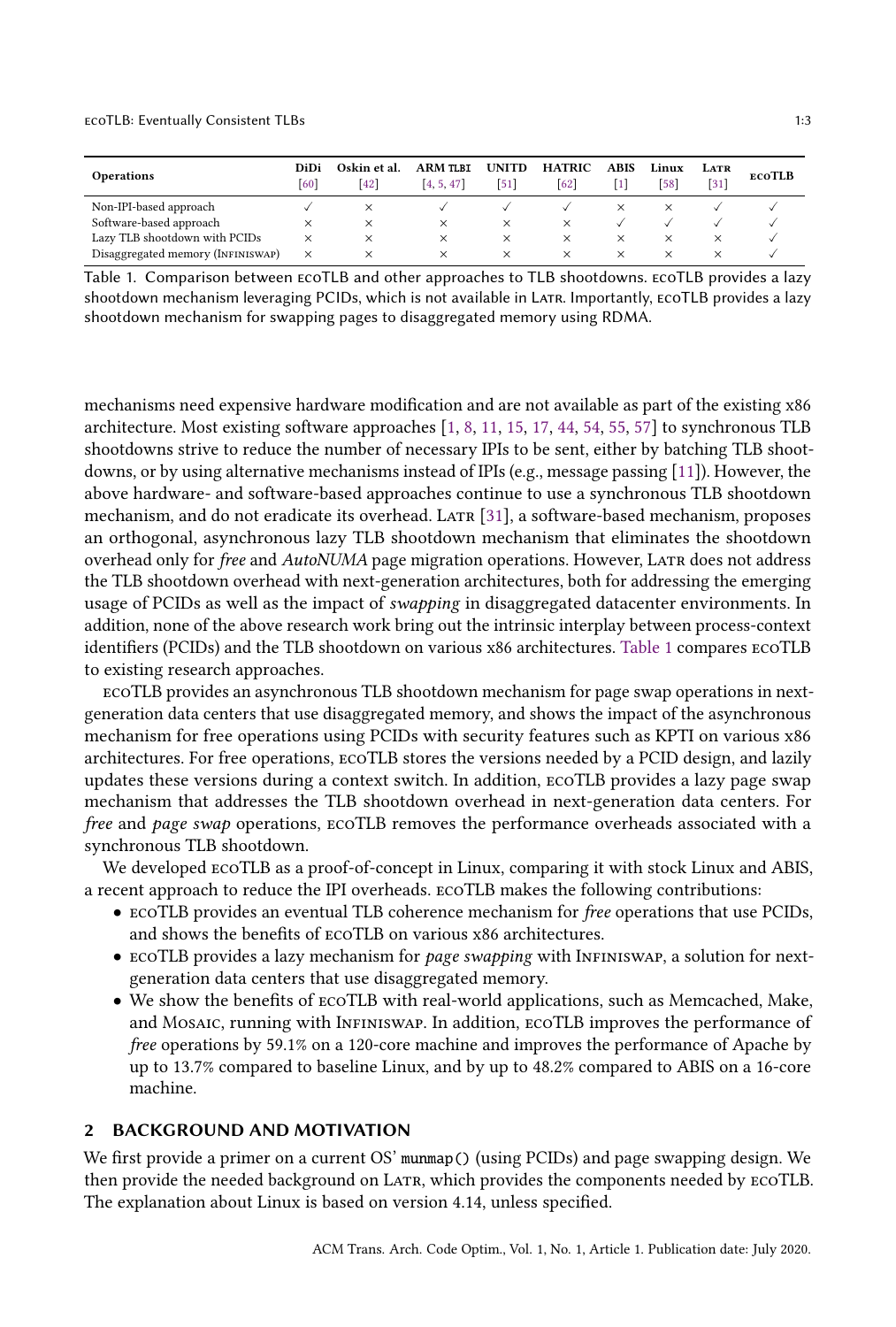| Operations | DiDi [60] | Oskin et al. [42] | ARM TLBI [4, 5, 47] | UNITD [51] | HATRIC [62] | ABIS [1] | Linux [58] | LATR [31] | ECOTLB |
|---|---|---|---|---|---|---|---|---|---|
| Non-IPI-based approach | ✓ | × | ✓ | ✓ | ✓ | × | × | ✓ | ✓ |
| Software-based approach | × | × | × | × | × | ✓ | ✓ | ✓ | ✓ |
| Lazy TLB shootdown with PCIDs | × | × | × | × | × | × | × | × | ✓ |
| Disaggregated memory (INFINISWAP) | × | × | × | × | × | × | × | × | ✓ |

Table 1. Comparison between ECOTLB and other approaches to TLB shootdowns. ECOTLB provides a lazy shootdown mechanism leveraging PCIDs, which is not available in LATR. Importantly, ECOTLB provides a lazy shootdown mechanism for swapping pages to disaggregated memory using RDMA.

mechanisms need expensive hardware modification and are not available as part of the existing x86 architecture. Most existing software approaches [1, 8, 11, 15, 17, 44, 54, 55, 57] to synchronous TLB shootdowns strive to reduce the number of necessary IPIs to be sent, either by batching TLB shootdowns, or by using alternative mechanisms instead of IPIs (e.g., message passing [11]). However, the above hardware- and software-based approaches continue to use a synchronous TLB shootdown mechanism, and do not eradicate its overhead. LATR [31], a software-based mechanism, proposes an orthogonal, asynchronous lazy TLB shootdown mechanism that eliminates the shootdown overhead only for *free* and *AutoNUMA* page migration operations. However, LATR does not address the TLB shootdown overhead with next-generation architectures, both for addressing the emerging usage of PCIDs as well as the impact of *swapping* in disaggregated datacenter environments. In addition, none of the above research work bring out the intrinsic interplay between process-context identifiers (PCIDs) and the TLB shootdown on various x86 architectures. Table 1 compares ECOTLB to existing research approaches.

ECOTLB provides an asynchronous TLB shootdown mechanism for page swap operations in next-generation data centers that use disaggregated memory, and shows the impact of the asynchronous mechanism for free operations using PCIDs with security features such as KPTI on various x86 architectures. For free operations, ECOTLB stores the versions needed by a PCID design, and lazily updates these versions during a context switch. In addition, ECOTLB provides a lazy page swap mechanism that addresses the TLB shootdown overhead in next-generation data centers. For *free* and *page swap* operations, ECOTLB removes the performance overheads associated with a synchronous TLB shootdown.

We developed ECOTLB as a proof-of-concept in Linux, comparing it with stock Linux and ABIS, a recent approach to reduce the IPI overheads. ECOTLB makes the following contributions:

- ECOTLB provides an eventual TLB coherence mechanism for *free* operations that use PCIDs, and shows the benefits of ECOTLB on various x86 architectures.
- ECOTLB provides a lazy mechanism for *page swapping* with INFINISWAP, a solution for next-generation data centers that use disaggregated memory.
- We show the benefits of ECOTLB with real-world applications, such as Memcached, Make, and MOSAIC, running with INFINISWAP. In addition, ECOTLB improves the performance of *free* operations by 59.1% on a 120-core machine and improves the performance of Apache by up to 13.7% compared to baseline Linux, and by up to 48.2% compared to ABIS on a 16-core machine.

## 2 BACKGROUND AND MOTIVATION

We first provide a primer on a current OS' `munmap()` (using PCIDs) and page swapping design. We then provide the needed background on LATR, which provides the components needed by ECOTLB. The explanation about Linux is based on version 4.14, unless specified.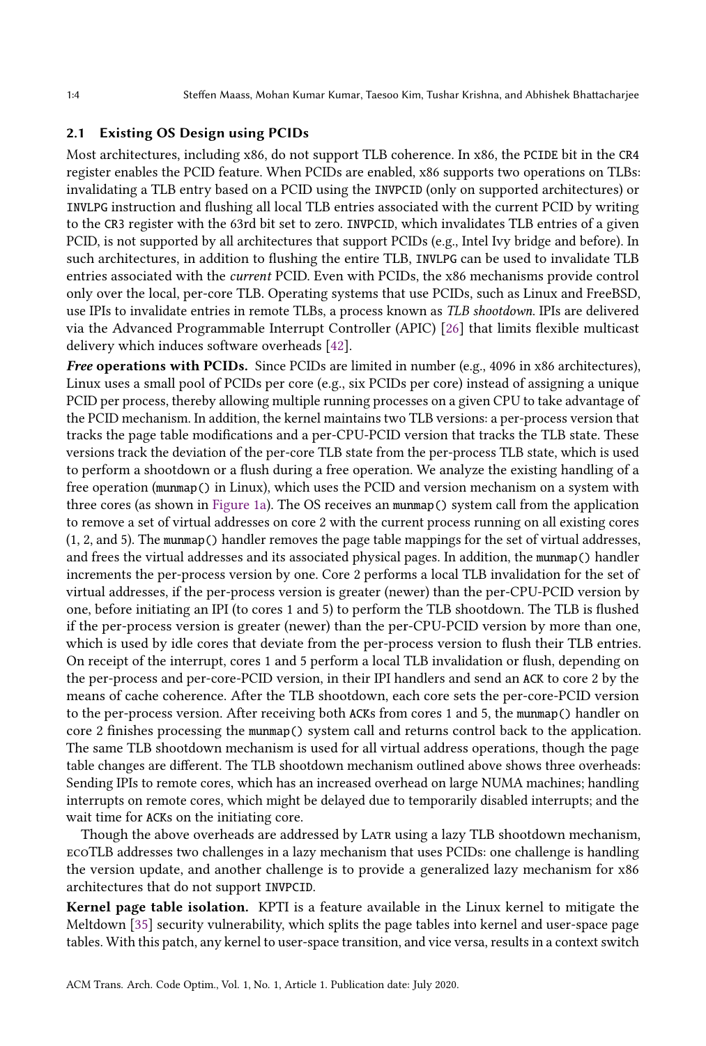## 2.1 Existing OS Design using PCIDs

Most architectures, including x86, do not support TLB coherence. In x86, the `PCIDE` bit in the `CR4` register enables the PCID feature. When PCIDs are enabled, x86 supports two operations on TLBs: invalidating a TLB entry based on a PCID using the `INVPCID` (only on supported architectures) or `INVLPG` instruction and flushing all local TLB entries associated with the current PCID by writing to the `CR3` register with the 63rd bit set to zero. `INVPCID`, which invalidates TLB entries of a given PCID, is not supported by all architectures that support PCIDs (e.g., Intel Ivy bridge and before). In such architectures, in addition to flushing the entire TLB, `INVLPG` can be used to invalidate TLB entries associated with the *current* PCID. Even with PCIDs, the x86 mechanisms provide control only over the local, per-core TLB. Operating systems that use PCIDs, such as Linux and FreeBSD, use IPIs to invalidate entries in remote TLBs, a process known as *TLB shootdown*. IPIs are delivered via the Advanced Programmable Interrupt Controller (APIC) [26] that limits flexible multicast delivery which induces software overheads [42].

***Free* operations with PCIDs.** Since PCIDs are limited in number (e.g., 4096 in x86 architectures), Linux uses a small pool of PCIDs per core (e.g., six PCIDs per core) instead of assigning a unique PCID per process, thereby allowing multiple running processes on a given CPU to take advantage of the PCID mechanism. In addition, the kernel maintains two TLB versions: a per-process version that tracks the page table modifications and a per-CPU-PCID version that tracks the TLB state. These versions track the deviation of the per-core TLB state from the per-process TLB state, which is used to perform a shootdown or a flush during a free operation. We analyze the existing handling of a free operation (`munmap()` in Linux), which uses the PCID and version mechanism on a system with three cores (as shown in Figure 1a). The OS receives an `munmap()` system call from the application to remove a set of virtual addresses on core 2 with the current process running on all existing cores (1, 2, and 5). The `munmap()` handler removes the page table mappings for the set of virtual addresses, and frees the virtual addresses and its associated physical pages. In addition, the `munmap()` handler increments the per-process version by one. Core 2 performs a local TLB invalidation for the set of virtual addresses, if the per-process version is greater (newer) than the per-CPU-PCID version by one, before initiating an IPI (to cores 1 and 5) to perform the TLB shootdown. The TLB is flushed if the per-process version is greater (newer) than the per-CPU-PCID version by more than one, which is used by idle cores that deviate from the per-process version to flush their TLB entries. On receipt of the interrupt, cores 1 and 5 perform a local TLB invalidation or flush, depending on the per-process and per-core-PCID version, in their IPI handlers and send an `ACK` to core 2 by the means of cache coherence. After the TLB shootdown, each core sets the per-core-PCID version to the per-process version. After receiving both `ACK`s from cores 1 and 5, the `munmap()` handler on core 2 finishes processing the `munmap()` system call and returns control back to the application. The same TLB shootdown mechanism is used for all virtual address operations, though the page table changes are different. The TLB shootdown mechanism outlined above shows three overheads: Sending IPIs to remote cores, which has an increased overhead on large NUMA machines; handling interrupts on remote cores, which might be delayed due to temporarily disabled interrupts; and the wait time for `ACK`s on the initiating core.

Though the above overheads are addressed by LATR using a lazy TLB shootdown mechanism, ECOTLB addresses two challenges in a lazy mechanism that uses PCIDs: one challenge is handling the version update, and another challenge is to provide a generalized lazy mechanism for x86 architectures that do not support `INVPCID`.

**Kernel page table isolation.** KPTI is a feature available in the Linux kernel to mitigate the Meltdown [35] security vulnerability, which splits the page tables into kernel and user-space page tables. With this patch, any kernel to user-space transition, and vice versa, results in a context switch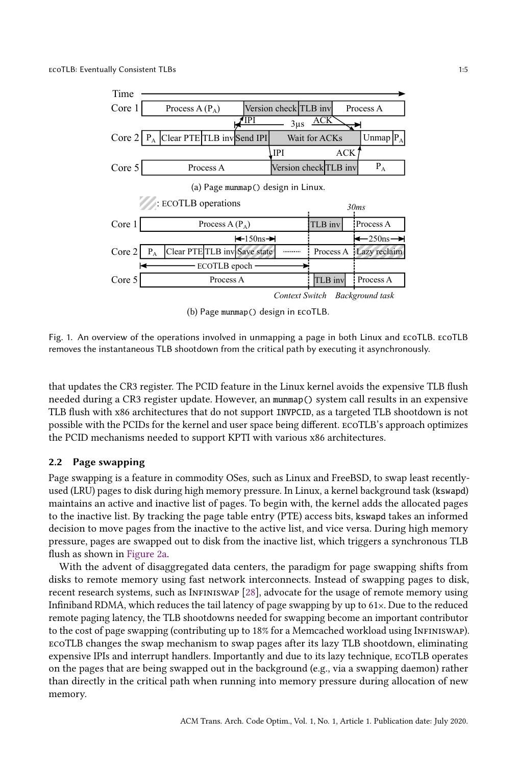Fig. 1. An overview of the operations involved in unmapping a page in both Linux and ecoTLB. ecoTLB removes the instantaneous TLB shootdown from the critical path by executing it asynchronously.

that updates the CR3 register. The PCID feature in the Linux kernel avoids the expensive TLB flush needed during a CR3 register update. However, an `munmap()` system call results in an expensive TLB flush with x86 architectures that do not support `INVPCID`, as a targeted TLB shootdown is not possible with the PCIDs for the kernel and user space being different. ecoTLB's approach optimizes the PCID mechanisms needed to support KPTI with various x86 architectures.

## 2.2 Page swapping

Page swapping is a feature in commodity OSes, such as Linux and FreeBSD, to swap least recently-used (LRU) pages to disk during high memory pressure. In Linux, a kernel background task (`kswapd`) maintains an active and inactive list of pages. To begin with, the kernel adds the allocated pages to the inactive list. By tracking the page table entry (PTE) access bits, `kswapd` takes an informed decision to move pages from the inactive to the active list, and vice versa. During high memory pressure, pages are swapped out to disk from the inactive list, which triggers a synchronous TLB flush as shown in Figure 2a.

With the advent of disaggregated data centers, the paradigm for page swapping shifts from disks to remote memory using fast network interconnects. Instead of swapping pages to disk, recent research systems, such as Infiniswap [28], advocate for the usage of remote memory using Infiniband RDMA, which reduces the tail latency of page swapping by up to 61×. Due to the reduced remote paging latency, the TLB shootdowns needed for swapping become an important contributor to the cost of page swapping (contributing up to 18% for a Memcached workload using Infiniswap). ecoTLB changes the swap mechanism to swap pages after its lazy TLB shootdown, eliminating expensive IPIs and interrupt handlers. Importantly and due to its lazy technique, ecoTLB operates on the pages that are being swapped out in the background (e.g., via a swapping daemon) rather than directly in the critical path when running into memory pressure during allocation of new memory.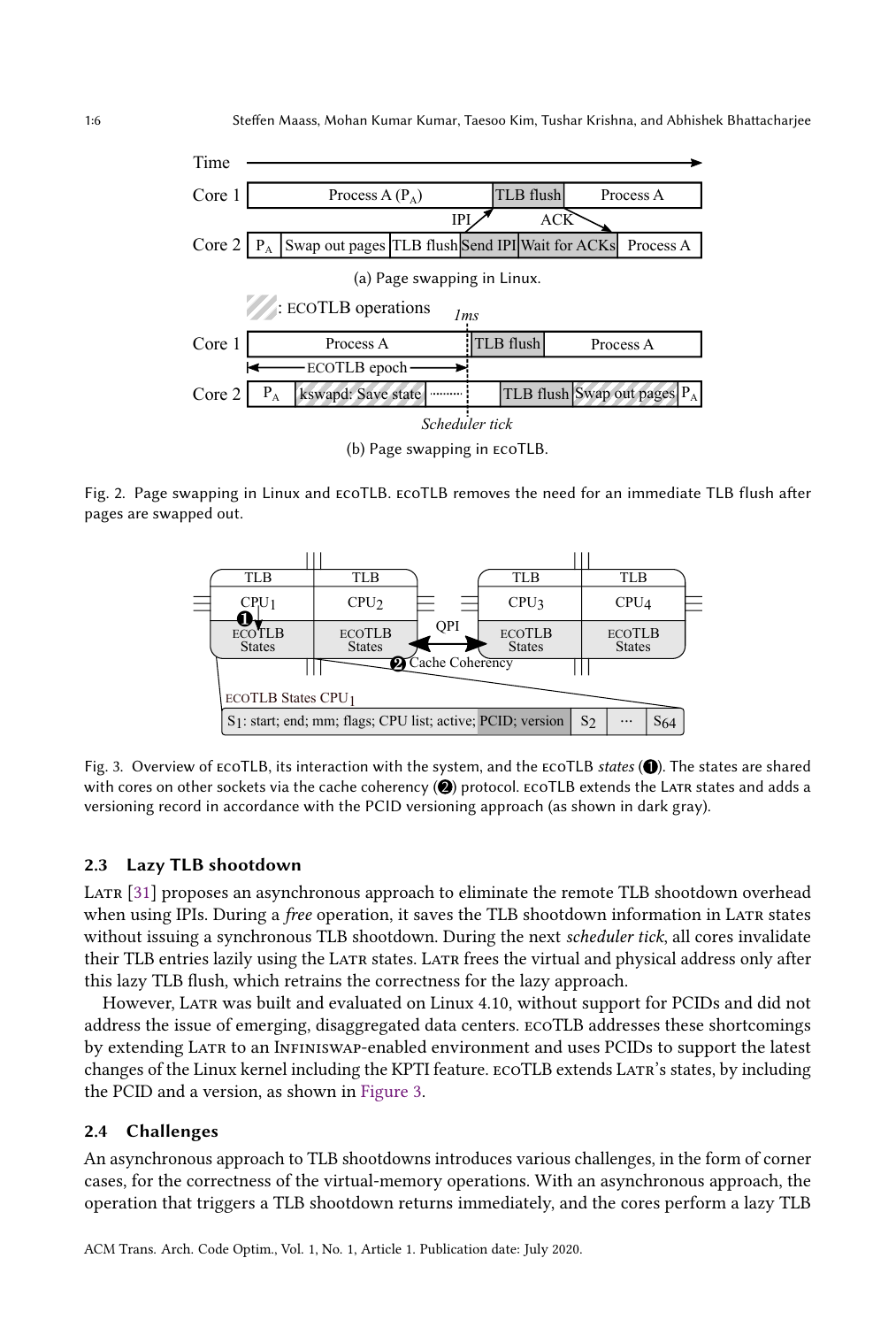(a) Page swapping in Linux.

(b) Page swapping in ECOTLB.

Fig. 2. Page swapping in Linux and ECOTLB. ECOTLB removes the need for an immediate TLB flush after pages are swapped out.

Fig. 3. Overview of ECOTLB, its interaction with the system, and the ECOTLB *states* (❶). The states are shared with cores on other sockets via the cache coherency (❷) protocol. ECOTLB extends the LATR states and adds a versioning record in accordance with the PCID versioning approach (as shown in dark gray).

### 2.3 Lazy TLB shootdown

LATR [31] proposes an asynchronous approach to eliminate the remote TLB shootdown overhead when using IPIs. During a *free* operation, it saves the TLB shootdown information in LATR states without issuing a synchronous TLB shootdown. During the next *scheduler tick*, all cores invalidate their TLB entries lazily using the LATR states. LATR frees the virtual and physical address only after this lazy TLB flush, which retrains the correctness for the lazy approach.

However, LATR was built and evaluated on Linux 4.10, without support for PCIDs and did not address the issue of emerging, disaggregated data centers. ECOTLB addresses these shortcomings by extending LATR to an INFINISWAP-enabled environment and uses PCIDs to support the latest changes of the Linux kernel including the KPTI feature. ECOTLB extends LATR's states, by including the PCID and a version, as shown in Figure 3.

### 2.4 Challenges

An asynchronous approach to TLB shootdowns introduces various challenges, in the form of corner cases, for the correctness of the virtual-memory operations. With an asynchronous approach, the operation that triggers a TLB shootdown returns immediately, and the cores perform a lazy TLB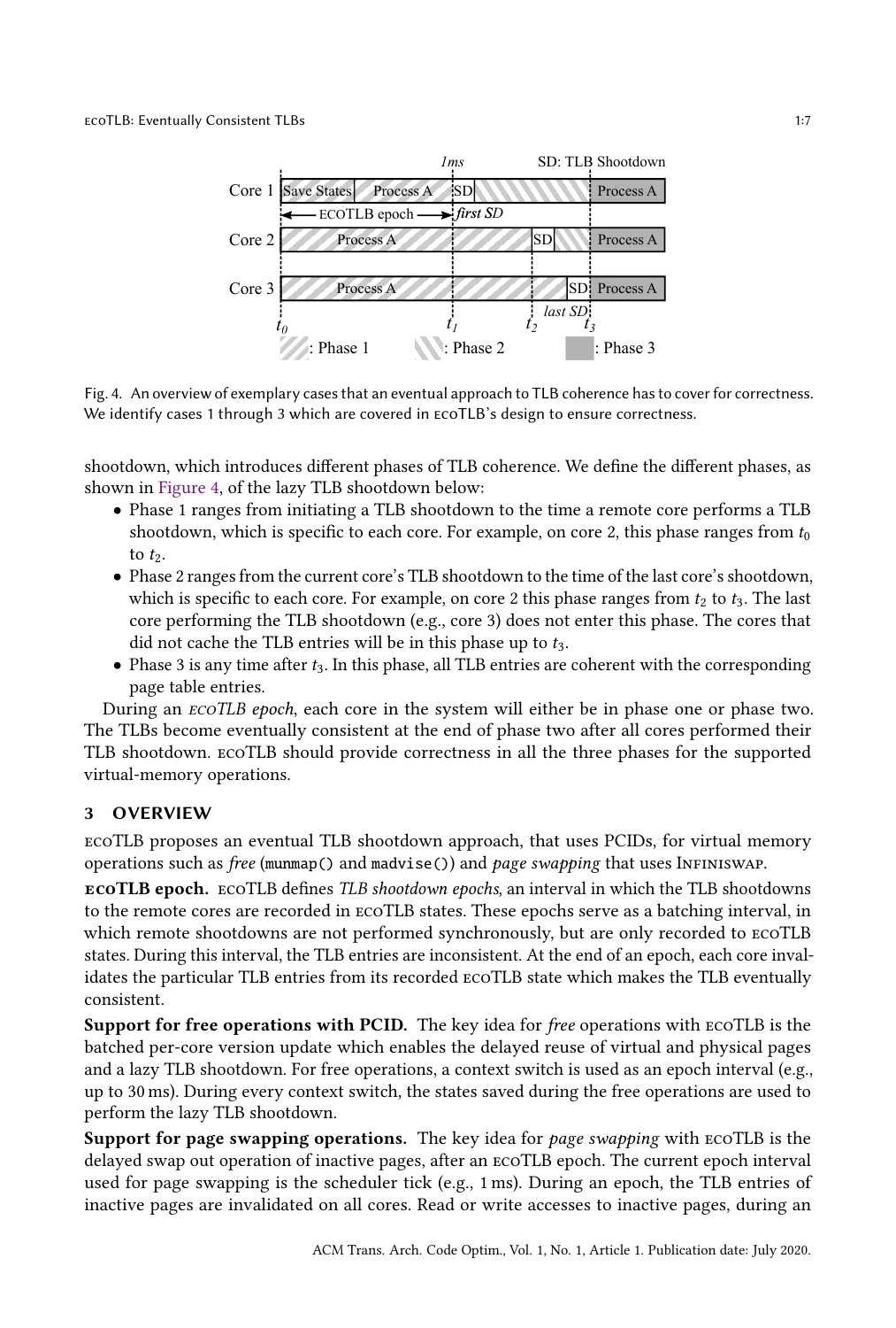Fig. 4. An overview of exemplary cases that an eventual approach to TLB coherence has to cover for correctness. We identify cases 1 through 3 which are covered in ecoTLB's design to ensure correctness.

shootdown, which introduces different phases of TLB coherence. We define the different phases, as shown in Figure 4, of the lazy TLB shootdown below:

- Phase 1 ranges from initiating a TLB shootdown to the time a remote core performs a TLB shootdown, which is specific to each core. For example, on core 2, this phase ranges from $t_0$ to $t_2$.
- Phase 2 ranges from the current core's TLB shootdown to the time of the last core's shootdown, which is specific to each core. For example, on core 2 this phase ranges from $t_2$ to $t_3$. The last core performing the TLB shootdown (e.g., core 3) does not enter this phase. The cores that did not cache the TLB entries will be in this phase up to $t_3$.
- Phase 3 is any time after $t_3$. In this phase, all TLB entries are coherent with the corresponding page table entries.

During an *ecoTLB epoch*, each core in the system will either be in phase one or phase two. The TLBs become eventually consistent at the end of phase two after all cores performed their TLB shootdown. ecoTLB should provide correctness in all the three phases for the supported virtual-memory operations.

## 3 OVERVIEW

ecoTLB proposes an eventual TLB shootdown approach, that uses PCIDs, for virtual memory operations such as *free* (`munmap()` and `madvise()`) and *page swapping* that uses Infiniswap.

**ecoTLB epoch.** ecoTLB defines *TLB shootdown epochs*, an interval in which the TLB shootdowns to the remote cores are recorded in ecoTLB states. These epochs serve as a batching interval, in which remote shootdowns are not performed synchronously, but are only recorded to ecoTLB states. During this interval, the TLB entries are inconsistent. At the end of an epoch, each core invalidates the particular TLB entries from its recorded ecoTLB state which makes the TLB eventually consistent.

**Support for free operations with PCID.** The key idea for *free* operations with ecoTLB is the batched per-core version update which enables the delayed reuse of virtual and physical pages and a lazy TLB shootdown. For free operations, a context switch is used as an epoch interval (e.g., up to 30 ms). During every context switch, the states saved during the free operations are used to perform the lazy TLB shootdown.

**Support for page swapping operations.** The key idea for *page swapping* with ecoTLB is the delayed swap out operation of inactive pages, after an ecoTLB epoch. The current epoch interval used for page swapping is the scheduler tick (e.g., 1 ms). During an epoch, the TLB entries of inactive pages are invalidated on all cores. Read or write accesses to inactive pages, during an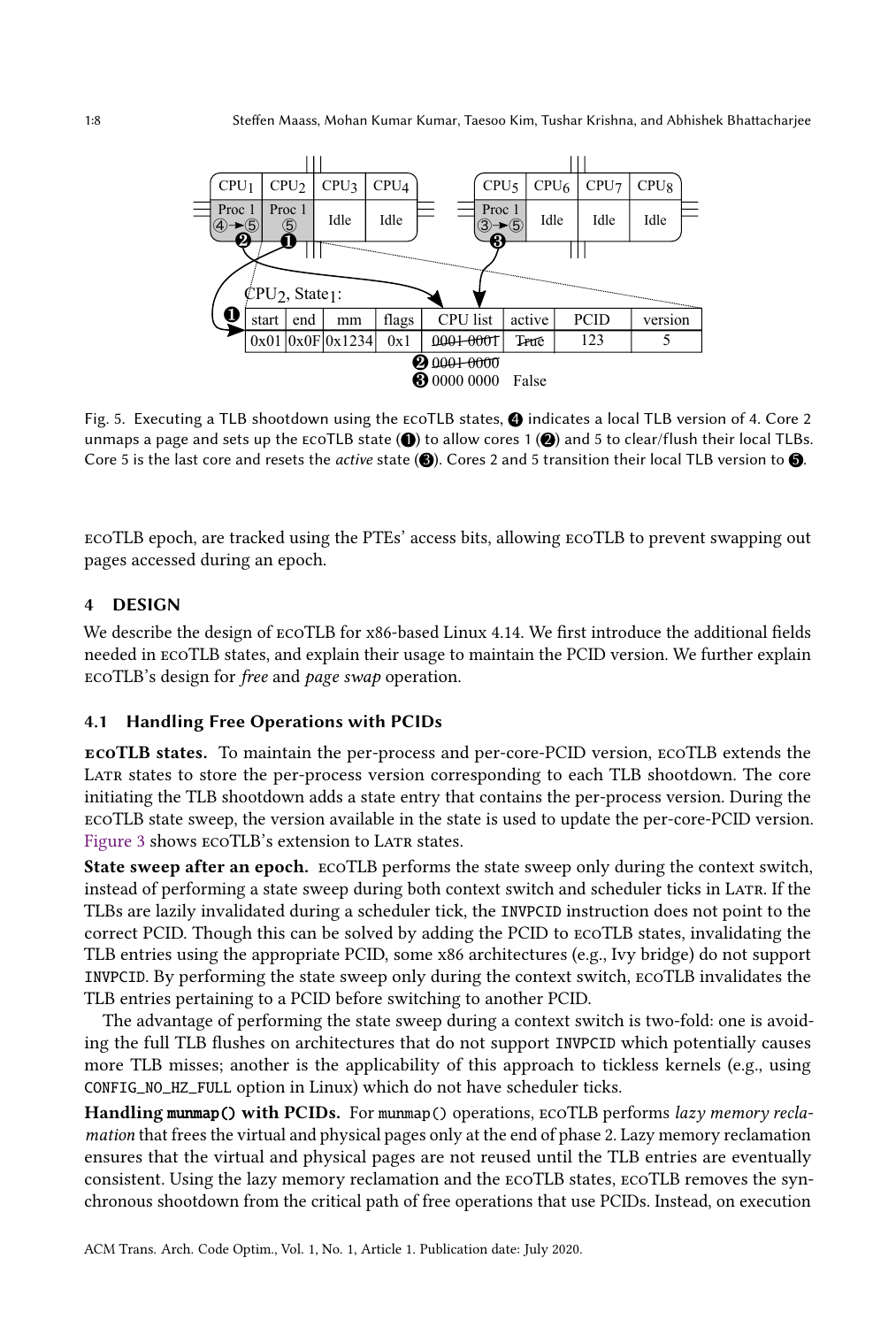Fig. 5. Executing a TLB shootdown using the ecoTLB states, ❹ indicates a local TLB version of 4. Core 2 unmaps a page and sets up the ecoTLB state (❶) to allow cores 1 (❷) and 5 to clear/flush their local TLBs. Core 5 is the last core and resets the *active* state (❸). Cores 2 and 5 transition their local TLB version to ❺.

ecoTLB epoch, are tracked using the PTEs' access bits, allowing ecoTLB to prevent swapping out pages accessed during an epoch.

## 4 DESIGN

We describe the design of ecoTLB for x86-based Linux 4.14. We first introduce the additional fields needed in ecoTLB states, and explain their usage to maintain the PCID version. We further explain ecoTLB's design for *free* and *page swap* operation.

### 4.1 Handling Free Operations with PCIDs

**ecoTLB states.** To maintain the per-process and per-core-PCID version, ecoTLB extends the Latr states to store the per-process version corresponding to each TLB shootdown. The core initiating the TLB shootdown adds a state entry that contains the per-process version. During the ecoTLB state sweep, the version available in the state is used to update the per-core-PCID version. Figure 3 shows ecoTLB's extension to Latr states.

**State sweep after an epoch.** ecoTLB performs the state sweep only during the context switch, instead of performing a state sweep during both context switch and scheduler ticks in Latr. If the TLBs are lazily invalidated during a scheduler tick, the `INVPCID` instruction does not point to the correct PCID. Though this can be solved by adding the PCID to ecoTLB states, invalidating the TLB entries using the appropriate PCID, some x86 architectures (e.g., Ivy bridge) do not support `INVPCID`. By performing the state sweep only during the context switch, ecoTLB invalidates the TLB entries pertaining to a PCID before switching to another PCID.

The advantage of performing the state sweep during a context switch is two-fold: one is avoiding the full TLB flushes on architectures that do not support `INVPCID` which potentially causes more TLB misses; another is the applicability of this approach to tickless kernels (e.g., using `CONFIG_NO_HZ_FULL` option in Linux) which do not have scheduler ticks.

**Handling `munmap()` with PCIDs.** For `munmap()` operations, ecoTLB performs *lazy memory reclamation* that frees the virtual and physical pages only at the end of phase 2. Lazy memory reclamation ensures that the virtual and physical pages are not reused until the TLB entries are eventually consistent. Using the lazy memory reclamation and the ecoTLB states, ecoTLB removes the synchronous shootdown from the critical path of free operations that use PCIDs. Instead, on execution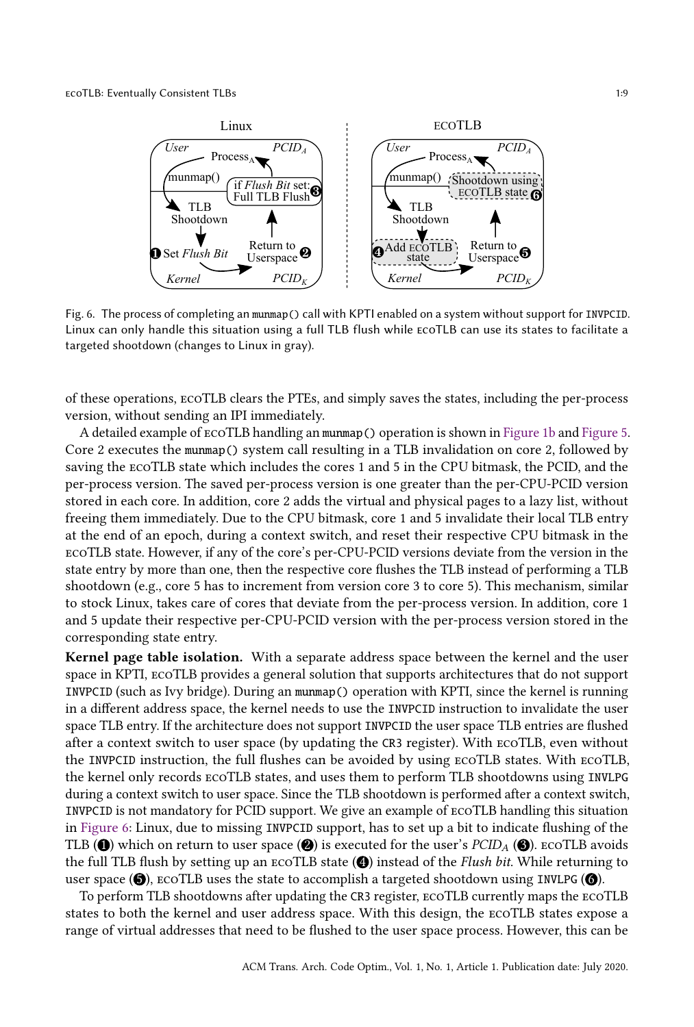Fig. 6. The process of completing an munmap() call with KPTI enabled on a system without support for INVPCID. Linux can only handle this situation using a full TLB flush while ecoTLB can use its states to facilitate a targeted shootdown (changes to Linux in gray).

of these operations, ecoTLB clears the PTEs, and simply saves the states, including the per-process version, without sending an IPI immediately.

A detailed example of ecoTLB handling an munmap() operation is shown in Figure 1b and Figure 5. Core 2 executes the munmap() system call resulting in a TLB invalidation on core 2, followed by saving the ecoTLB state which includes the cores 1 and 5 in the CPU bitmask, the PCID, and the per-process version. The saved per-process version is one greater than the per-CPU-PCID version stored in each core. In addition, core 2 adds the virtual and physical pages to a lazy list, without freeing them immediately. Due to the CPU bitmask, core 1 and 5 invalidate their local TLB entry at the end of an epoch, during a context switch, and reset their respective CPU bitmask in the ecoTLB state. However, if any of the core's per-CPU-PCID versions deviate from the version in the state entry by more than one, then the respective core flushes the TLB instead of performing a TLB shootdown (e.g., core 5 has to increment from version core 3 to core 5). This mechanism, similar to stock Linux, takes care of cores that deviate from the per-process version. In addition, core 1 and 5 update their respective per-CPU-PCID version with the per-process version stored in the corresponding state entry.

**Kernel page table isolation.** With a separate address space between the kernel and the user space in KPTI, ecoTLB provides a general solution that supports architectures that do not support INVPCID (such as Ivy bridge). During an munmap() operation with KPTI, since the kernel is running in a different address space, the kernel needs to use the INVPCID instruction to invalidate the user space TLB entry. If the architecture does not support INVPCID the user space TLB entries are flushed after a context switch to user space (by updating the CR3 register). With ecoTLB, even without the INVPCID instruction, the full flushes can be avoided by using ecoTLB states. With ecoTLB, the kernel only records ecoTLB states, and uses them to perform TLB shootdowns using INVLPG during a context switch to user space. Since the TLB shootdown is performed after a context switch, INVPCID is not mandatory for PCID support. We give an example of ecoTLB handling this situation in Figure 6: Linux, due to missing INVPCID support, has to set up a bit to indicate flushing of the TLB (❶) which on return to user space (❷) is executed for the user's $PCID_A$ (❸). ecoTLB avoids the full TLB flush by setting up an ecoTLB state (❹) instead of the *Flush bit*. While returning to user space (❺), ecoTLB uses the state to accomplish a targeted shootdown using INVLPG (❻).

To perform TLB shootdowns after updating the CR3 register, ecoTLB currently maps the ecoTLB states to both the kernel and user address space. With this design, the ecoTLB states expose a range of virtual addresses that need to be flushed to the user space process. However, this can be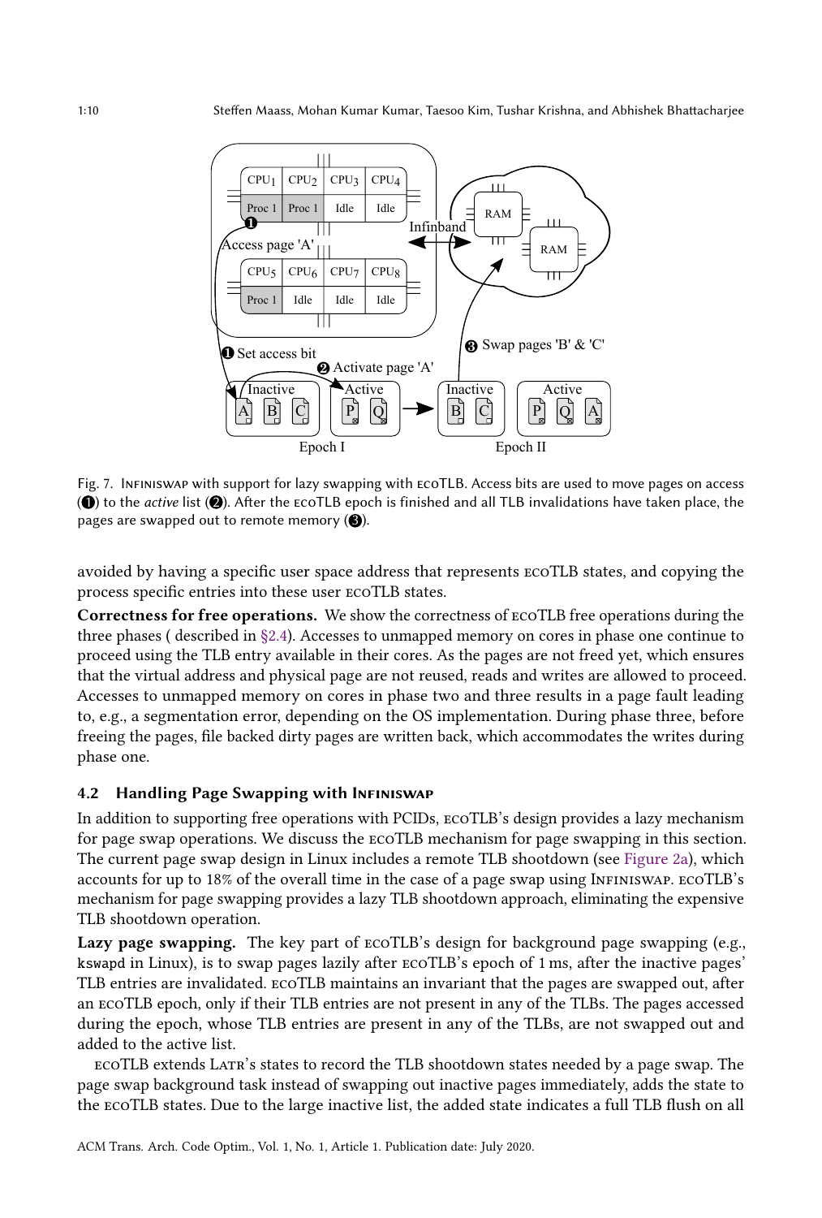Fig. 7. INFINISWAP with support for lazy swapping with ECOTLB. Access bits are used to move pages on access (❶) to the *active* list (❷). After the ECOTLB epoch is finished and all TLB invalidations have taken place, the pages are swapped out to remote memory (❸).

avoided by having a specific user space address that represents ECOTLB states, and copying the process specific entries into these user ECOTLB states.

**Correctness for free operations.** We show the correctness of ECOTLB free operations during the three phases ( described in §2.4). Accesses to unmapped memory on cores in phase one continue to proceed using the TLB entry available in their cores. As the pages are not freed yet, which ensures that the virtual address and physical page are not reused, reads and writes are allowed to proceed. Accesses to unmapped memory on cores in phase two and three results in a page fault leading to, e.g., a segmentation error, depending on the OS implementation. During phase three, before freeing the pages, file backed dirty pages are written back, which accommodates the writes during phase one.

### 4.2 Handling Page Swapping with INFINISWAP

In addition to supporting free operations with PCIDs, ECOTLB's design provides a lazy mechanism for page swap operations. We discuss the ECOTLB mechanism for page swapping in this section. The current page swap design in Linux includes a remote TLB shootdown (see Figure 2a), which accounts for up to 18% of the overall time in the case of a page swap using INFINISWAP. ECOTLB's mechanism for page swapping provides a lazy TLB shootdown approach, eliminating the expensive TLB shootdown operation.

**Lazy page swapping.** The key part of ECOTLB's design for background page swapping (e.g., `kswapd` in Linux), is to swap pages lazily after ECOTLB's epoch of 1 ms, after the inactive pages' TLB entries are invalidated. ECOTLB maintains an invariant that the pages are swapped out, after an ECOTLB epoch, only if their TLB entries are not present in any of the TLBs. The pages accessed during the epoch, whose TLB entries are present in any of the TLBs, are not swapped out and added to the active list.

ECOTLB extends LATR's states to record the TLB shootdown states needed by a page swap. The page swap background task instead of swapping out inactive pages immediately, adds the state to the ECOTLB states. Due to the large inactive list, the added state indicates a full TLB flush on all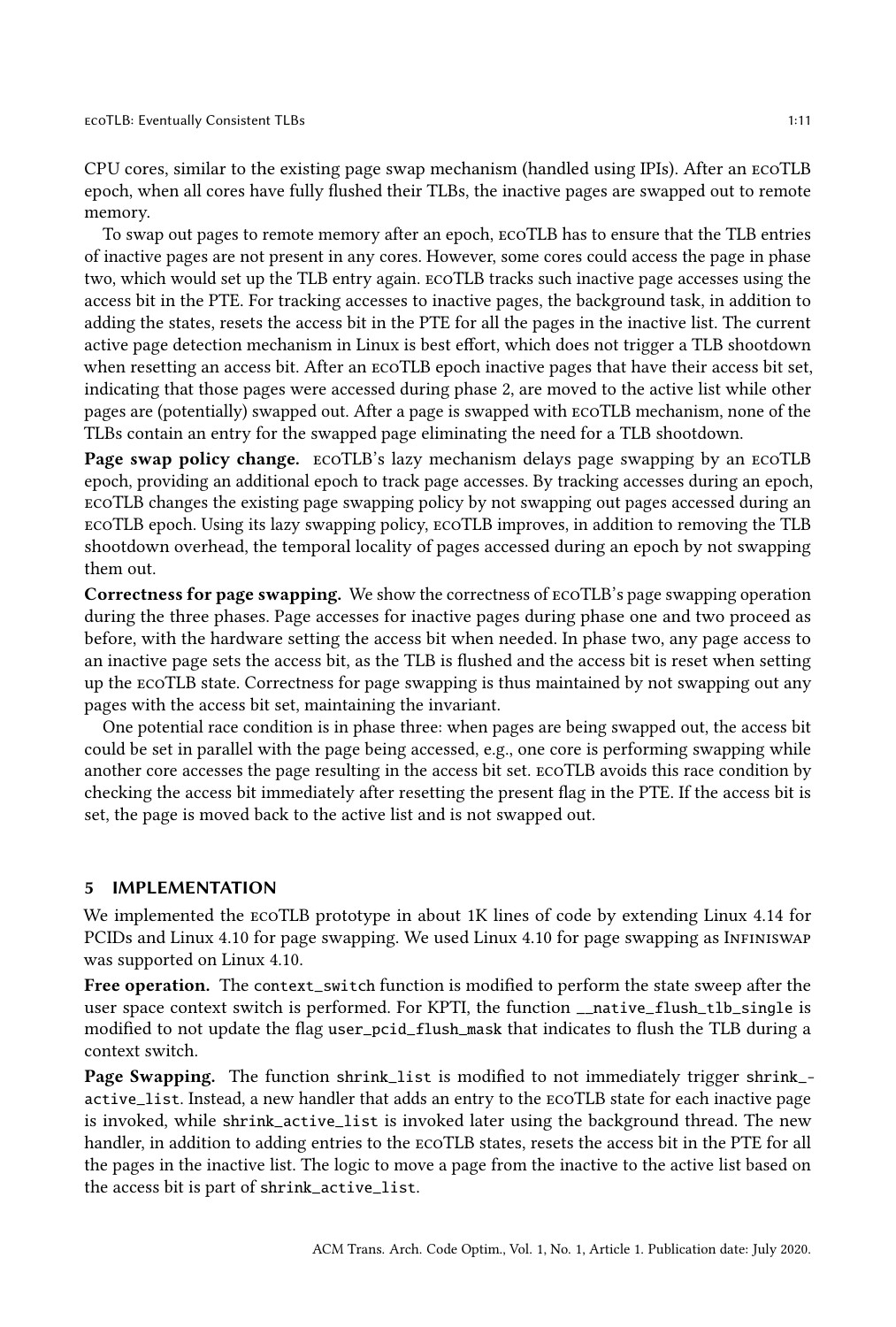CPU cores, similar to the existing page swap mechanism (handled using IPIs). After an ecoTLB epoch, when all cores have fully flushed their TLBs, the inactive pages are swapped out to remote memory.

To swap out pages to remote memory after an epoch, ecoTLB has to ensure that the TLB entries of inactive pages are not present in any cores. However, some cores could access the page in phase two, which would set up the TLB entry again. ecoTLB tracks such inactive page accesses using the access bit in the PTE. For tracking accesses to inactive pages, the background task, in addition to adding the states, resets the access bit in the PTE for all the pages in the inactive list. The current active page detection mechanism in Linux is best effort, which does not trigger a TLB shootdown when resetting an access bit. After an ecoTLB epoch inactive pages that have their access bit set, indicating that those pages were accessed during phase 2, are moved to the active list while other pages are (potentially) swapped out. After a page is swapped with ecoTLB mechanism, none of the TLBs contain an entry for the swapped page eliminating the need for a TLB shootdown.

**Page swap policy change.** ecoTLB's lazy mechanism delays page swapping by an ecoTLB epoch, providing an additional epoch to track page accesses. By tracking accesses during an epoch, ecoTLB changes the existing page swapping policy by not swapping out pages accessed during an ecoTLB epoch. Using its lazy swapping policy, ecoTLB improves, in addition to removing the TLB shootdown overhead, the temporal locality of pages accessed during an epoch by not swapping them out.

**Correctness for page swapping.** We show the correctness of ecoTLB's page swapping operation during the three phases. Page accesses for inactive pages during phase one and two proceed as before, with the hardware setting the access bit when needed. In phase two, any page access to an inactive page sets the access bit, as the TLB is flushed and the access bit is reset when setting up the ecoTLB state. Correctness for page swapping is thus maintained by not swapping out any pages with the access bit set, maintaining the invariant.

One potential race condition is in phase three: when pages are being swapped out, the access bit could be set in parallel with the page being accessed, e.g., one core is performing swapping while another core accesses the page resulting in the access bit set. ecoTLB avoids this race condition by checking the access bit immediately after resetting the present flag in the PTE. If the access bit is set, the page is moved back to the active list and is not swapped out.

## 5 IMPLEMENTATION

We implemented the ecoTLB prototype in about 1K lines of code by extending Linux 4.14 for PCIDs and Linux 4.10 for page swapping. We used Linux 4.10 for page swapping as Infiniswap was supported on Linux 4.10.

**Free operation.** The `context_switch` function is modified to perform the state sweep after the user space context switch is performed. For KPTI, the function `__native_flush_tlb_single` is modified to not update the flag `user_pcid_flush_mask` that indicates to flush the TLB during a context switch.

**Page Swapping.** The function `shrink_list` is modified to not immediately trigger `shrink_active_list`. Instead, a new handler that adds an entry to the ecoTLB state for each inactive page is invoked, while `shrink_active_list` is invoked later using the background thread. The new handler, in addition to adding entries to the ecoTLB states, resets the access bit in the PTE for all the pages in the inactive list. The logic to move a page from the inactive to the active list based on the access bit is part of `shrink_active_list`.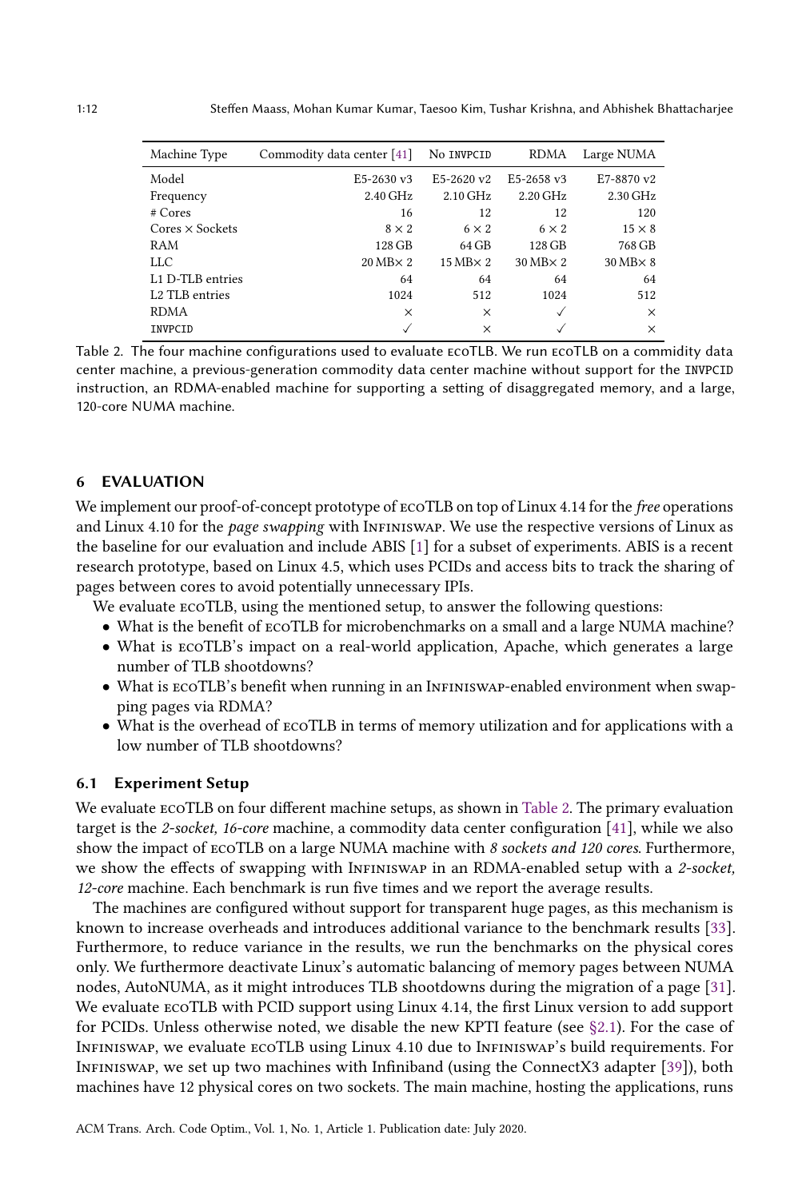| Machine Type | Commodity data center [41] | No INVPCID | RDMA | Large NUMA |
|---|---|---|---|---|
| Model | E5-2630 v3 | E5-2620 v2 | E5-2658 v3 | E7-8870 v2 |
| Frequency | 2.40 GHz | 2.10 GHz | 2.20 GHz | 2.30 GHz |
| # Cores | 16 | 12 | 12 | 120 |
| Cores × Sockets | 8 × 2 | 6 × 2 | 6 × 2 | 15 × 8 |
| RAM | 128 GB | 64 GB | 128 GB | 768 GB |
| LLC | 20 MB× 2 | 15 MB× 2 | 30 MB× 2 | 30 MB× 8 |
| L1 D-TLB entries | 64 | 64 | 64 | 64 |
| L2 TLB entries | 1024 | 512 | 1024 | 512 |
| RDMA | × | × | ✓ | × |
| INVPCID | ✓ | × | ✓ | × |

Table 2. The four machine configurations used to evaluate ecoTLB. We run ecoTLB on a commidity data center machine, a previous-generation commodity data center machine without support for the INVPCID instruction, an RDMA-enabled machine for supporting a setting of disaggregated memory, and a large, 120-core NUMA machine.

## 6 EVALUATION

We implement our proof-of-concept prototype of ecoTLB on top of Linux 4.14 for the *free* operations and Linux 4.10 for the *page swapping* with Infiniswap. We use the respective versions of Linux as the baseline for our evaluation and include ABIS [1] for a subset of experiments. ABIS is a recent research prototype, based on Linux 4.5, which uses PCIDs and access bits to track the sharing of pages between cores to avoid potentially unnecessary IPIs.

We evaluate ecoTLB, using the mentioned setup, to answer the following questions:

- What is the benefit of ecoTLB for microbenchmarks on a small and a large NUMA machine?
- What is ecoTLB's impact on a real-world application, Apache, which generates a large number of TLB shootdowns?
- What is ecoTLB's benefit when running in an Infiniswap-enabled environment when swapping pages via RDMA?
- What is the overhead of ecoTLB in terms of memory utilization and for applications with a low number of TLB shootdowns?

### 6.1 Experiment Setup

We evaluate ecoTLB on four different machine setups, as shown in Table 2. The primary evaluation target is the *2-socket, 16-core* machine, a commodity data center configuration [41], while we also show the impact of ecoTLB on a large NUMA machine with *8 sockets and 120 cores*. Furthermore, we show the effects of swapping with Infiniswap in an RDMA-enabled setup with a *2-socket, 12-core* machine. Each benchmark is run five times and we report the average results.

The machines are configured without support for transparent huge pages, as this mechanism is known to increase overheads and introduces additional variance to the benchmark results [33]. Furthermore, to reduce variance in the results, we run the benchmarks on the physical cores only. We furthermore deactivate Linux's automatic balancing of memory pages between NUMA nodes, AutoNUMA, as it might introduces TLB shootdowns during the migration of a page [31]. We evaluate ecoTLB with PCID support using Linux 4.14, the first Linux version to add support for PCIDs. Unless otherwise noted, we disable the new KPTI feature (see §2.1). For the case of Infiniswap, we evaluate ecoTLB using Linux 4.10 due to Infiniswap's build requirements. For Infiniswap, we set up two machines with Infiniband (using the ConnectX3 adapter [39]), both machines have 12 physical cores on two sockets. The main machine, hosting the applications, runs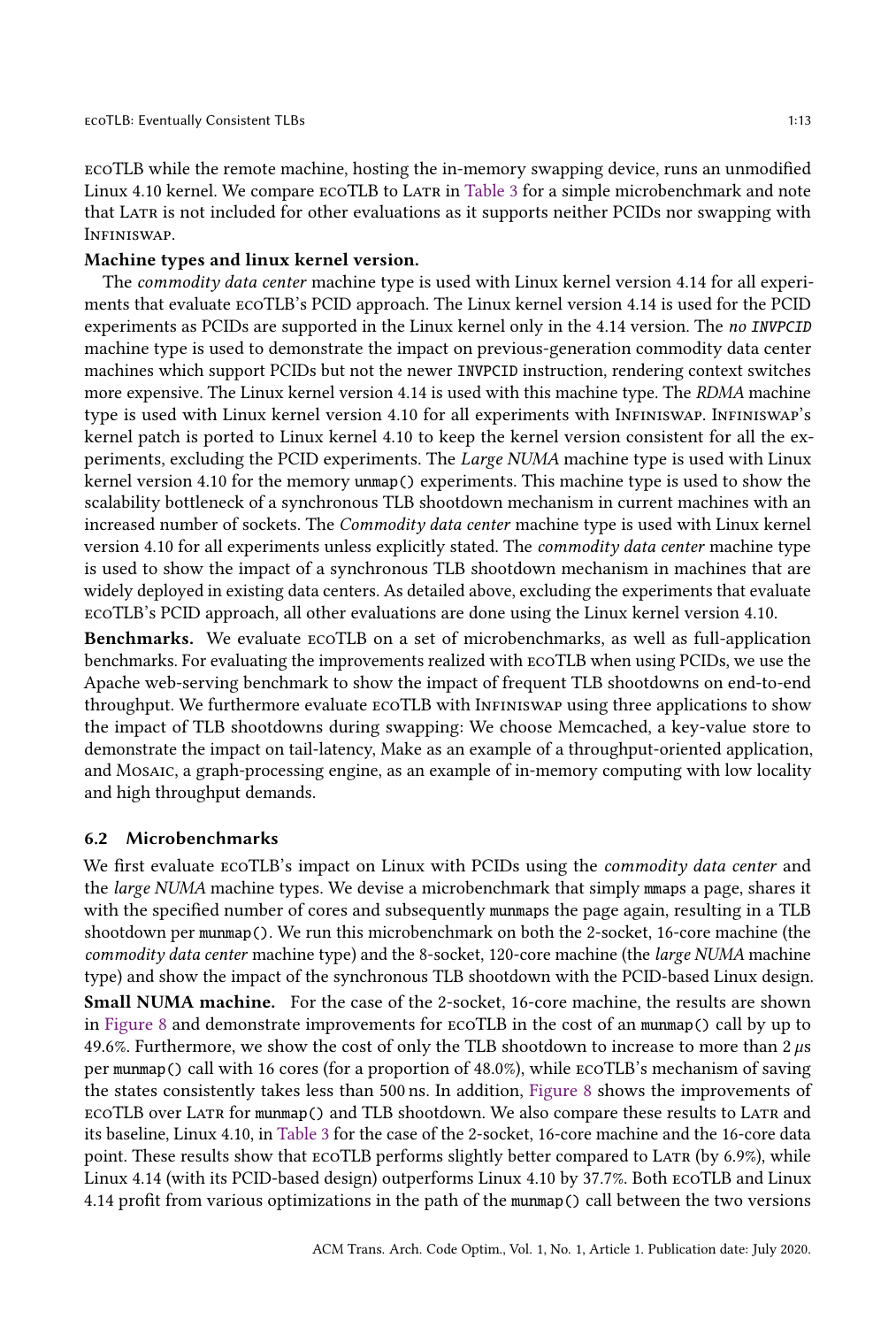ecoTLB while the remote machine, hosting the in-memory swapping device, runs an unmodified Linux 4.10 kernel. We compare ecoTLB to Latr in Table 3 for a simple microbenchmark and note that Latr is not included for other evaluations as it supports neither PCIDs nor swapping with Infiniswap.

**Machine types and linux kernel version.**

The *commodity data center* machine type is used with Linux kernel version 4.14 for all experiments that evaluate ecoTLB's PCID approach. The Linux kernel version 4.14 is used for the PCID experiments as PCIDs are supported in the Linux kernel only in the 4.14 version. The *no INVPCID* machine type is used to demonstrate the impact on previous-generation commodity data center machines which support PCIDs but not the newer INVPCID instruction, rendering context switches more expensive. The Linux kernel version 4.14 is used with this machine type. The *RDMA* machine type is used with Linux kernel version 4.10 for all experiments with Infiniswap. Infiniswap's kernel patch is ported to Linux kernel 4.10 to keep the kernel version consistent for all the experiments, excluding the PCID experiments. The *Large NUMA* machine type is used with Linux kernel version 4.10 for the memory unmap() experiments. This machine type is used to show the scalability bottleneck of a synchronous TLB shootdown mechanism in current machines with an increased number of sockets. The *Commodity data center* machine type is used with Linux kernel version 4.10 for all experiments unless explicitly stated. The *commodity data center* machine type is used to show the impact of a synchronous TLB shootdown mechanism in machines that are widely deployed in existing data centers. As detailed above, excluding the experiments that evaluate ecoTLB's PCID approach, all other evaluations are done using the Linux kernel version 4.10.

**Benchmarks.** We evaluate ecoTLB on a set of microbenchmarks, as well as full-application benchmarks. For evaluating the improvements realized with ecoTLB when using PCIDs, we use the Apache web-serving benchmark to show the impact of frequent TLB shootdowns on end-to-end throughput. We furthermore evaluate ecoTLB with Infiniswap using three applications to show the impact of TLB shootdowns during swapping: We choose Memcached, a key-value store to demonstrate the impact on tail-latency, Make as an example of a throughput-oriented application, and Mosaic, a graph-processing engine, as an example of in-memory computing with low locality and high throughput demands.

### 6.2 Microbenchmarks

We first evaluate ecoTLB's impact on Linux with PCIDs using the *commodity data center* and the *large NUMA* machine types. We devise a microbenchmark that simply mmaps a page, shares it with the specified number of cores and subsequently munmaps the page again, resulting in a TLB shootdown per munmap(). We run this microbenchmark on both the 2-socket, 16-core machine (the *commodity data center* machine type) and the 8-socket, 120-core machine (the *large NUMA* machine type) and show the impact of the synchronous TLB shootdown with the PCID-based Linux design.

**Small NUMA machine.** For the case of the 2-socket, 16-core machine, the results are shown in Figure 8 and demonstrate improvements for ecoTLB in the cost of an munmap() call by up to 49.6%. Furthermore, we show the cost of only the TLB shootdown to increase to more than 2 $\mu$s per munmap() call with 16 cores (for a proportion of 48.0%), while ecoTLB's mechanism of saving the states consistently takes less than 500 ns. In addition, Figure 8 shows the improvements of ecoTLB over Latr for munmap() and TLB shootdown. We also compare these results to Latr and its baseline, Linux 4.10, in Table 3 for the case of the 2-socket, 16-core machine and the 16-core data point. These results show that ecoTLB performs slightly better compared to Latr (by 6.9%), while Linux 4.14 (with its PCID-based design) outperforms Linux 4.10 by 37.7%. Both ecoTLB and Linux 4.14 profit from various optimizations in the path of the munmap() call between the two versions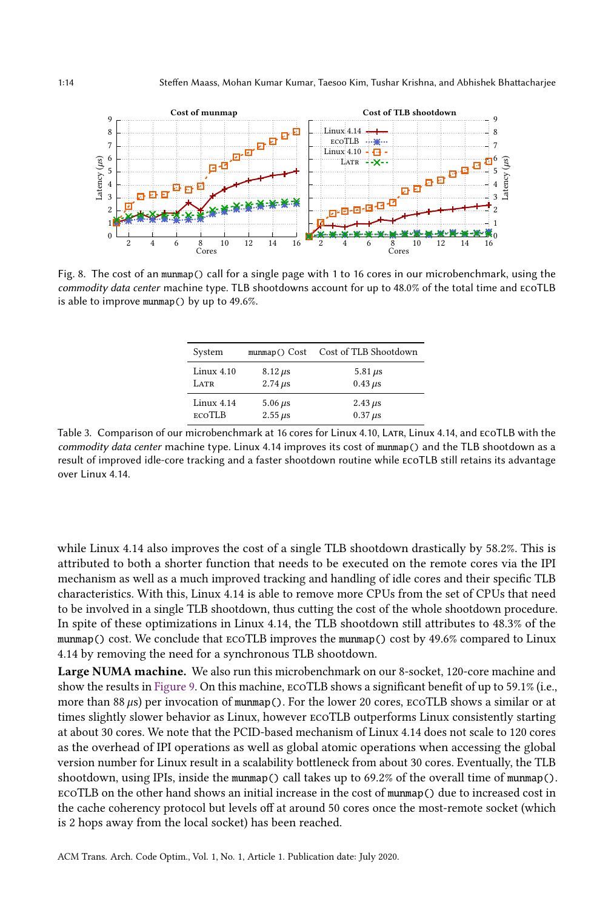Fig. 8. The cost of an munmap() call for a single page with 1 to 16 cores in our microbenchmark, using the *commodity data center* machine type. TLB shootdowns account for up to 48.0% of the total time and ecoTLB is able to improve munmap() by up to 49.6%.

| System | munmap() Cost | Cost of TLB Shootdown |
|---|---|---|
| Linux 4.10 | 8.12 $\mu$s | 5.81 $\mu$s |
| Latr | 2.74 $\mu$s | 0.43 $\mu$s |
| Linux 4.14 | 5.06 $\mu$s | 2.43 $\mu$s |
| ecoTLB | 2.55 $\mu$s | 0.37 $\mu$s |

Table 3. Comparison of our microbenchmark at 16 cores for Linux 4.10, Latr, Linux 4.14, and ecoTLB with the *commodity data center* machine type. Linux 4.14 improves its cost of munmap() and the TLB shootdown as a result of improved idle-core tracking and a faster shootdown routine while ecoTLB still retains its advantage over Linux 4.14.

while Linux 4.14 also improves the cost of a single TLB shootdown drastically by 58.2%. This is attributed to both a shorter function that needs to be executed on the remote cores via the IPI mechanism as well as a much improved tracking and handling of idle cores and their specific TLB characteristics. With this, Linux 4.14 is able to remove more CPUs from the set of CPUs that need to be involved in a single TLB shootdown, thus cutting the cost of the whole shootdown procedure. In spite of these optimizations in Linux 4.14, the TLB shootdown still attributes to 48.3% of the munmap() cost. We conclude that ecoTLB improves the munmap() cost by 49.6% compared to Linux 4.14 by removing the need for a synchronous TLB shootdown.

**Large NUMA machine.** We also run this microbenchmark on our 8-socket, 120-core machine and show the results in Figure 9. On this machine, ecoTLB shows a significant benefit of up to 59.1% (i.e., more than 88 $\mu$s) per invocation of munmap(). For the lower 20 cores, ecoTLB shows a similar or at times slightly slower behavior as Linux, however ecoTLB outperforms Linux consistently starting at about 30 cores. We note that the PCID-based mechanism of Linux 4.14 does not scale to 120 cores as the overhead of IPI operations as well as global atomic operations when accessing the global version number for Linux result in a scalability bottleneck from about 30 cores. Eventually, the TLB shootdown, using IPIs, inside the munmap() call takes up to 69.2% of the overall time of munmap(). ecoTLB on the other hand shows an initial increase in the cost of munmap() due to increased cost in the cache coherency protocol but levels off at around 50 cores once the most-remote socket (which is 2 hops away from the local socket) has been reached.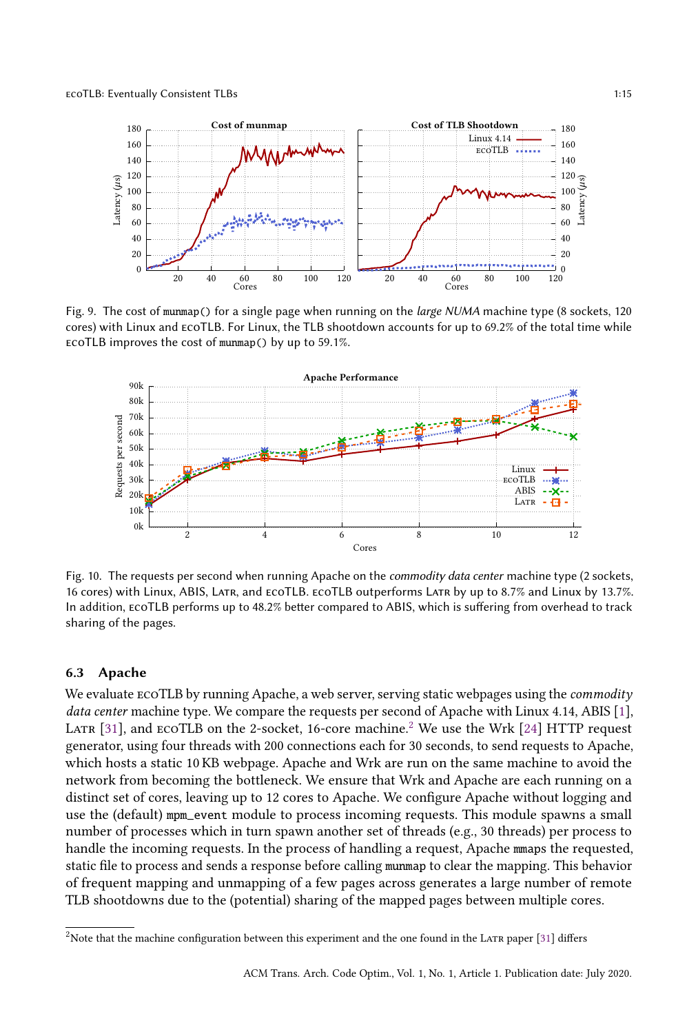Fig. 9. The cost of munmap() for a single page when running on the *large NUMA* machine type (8 sockets, 120 cores) with Linux and ECOTLB. For Linux, the TLB shootdown accounts for up to 69.2% of the total time while ECOTLB improves the cost of munmap() by up to 59.1%.

Fig. 10. The requests per second when running Apache on the *commodity data center* machine type (2 sockets, 16 cores) with Linux, ABIS, LATR, and ECOTLB. ECOTLB outperforms LATR by up to 8.7% and Linux by 13.7%. In addition, ECOTLB performs up to 48.2% better compared to ABIS, which is suffering from overhead to track sharing of the pages.

### 6.3 Apache

We evaluate ECOTLB by running Apache, a web server, serving static webpages using the *commodity data center* machine type. We compare the requests per second of Apache with Linux 4.14, ABIS [1], LATR [31], and ECOTLB on the 2-socket, 16-core machine.[2] We use the Wrk [24] HTTP request generator, using four threads with 200 connections each for 30 seconds, to send requests to Apache, which hosts a static 10 KB webpage. Apache and Wrk are run on the same machine to avoid the network from becoming the bottleneck. We ensure that Wrk and Apache are each running on a distinct set of cores, leaving up to 12 cores to Apache. We configure Apache without logging and use the (default) mpm_event module to process incoming requests. This module spawns a small number of processes which in turn spawn another set of threads (e.g., 30 threads) per process to handle the incoming requests. In the process of handling a request, Apache mmaps the requested, static file to process and sends a response before calling munmap to clear the mapping. This behavior of frequent mapping and unmapping of a few pages across generates a large number of remote TLB shootdowns due to the (potential) sharing of the mapped pages between multiple cores.

[2] Note that the machine configuration between this experiment and the one found in the LATR paper [31] differs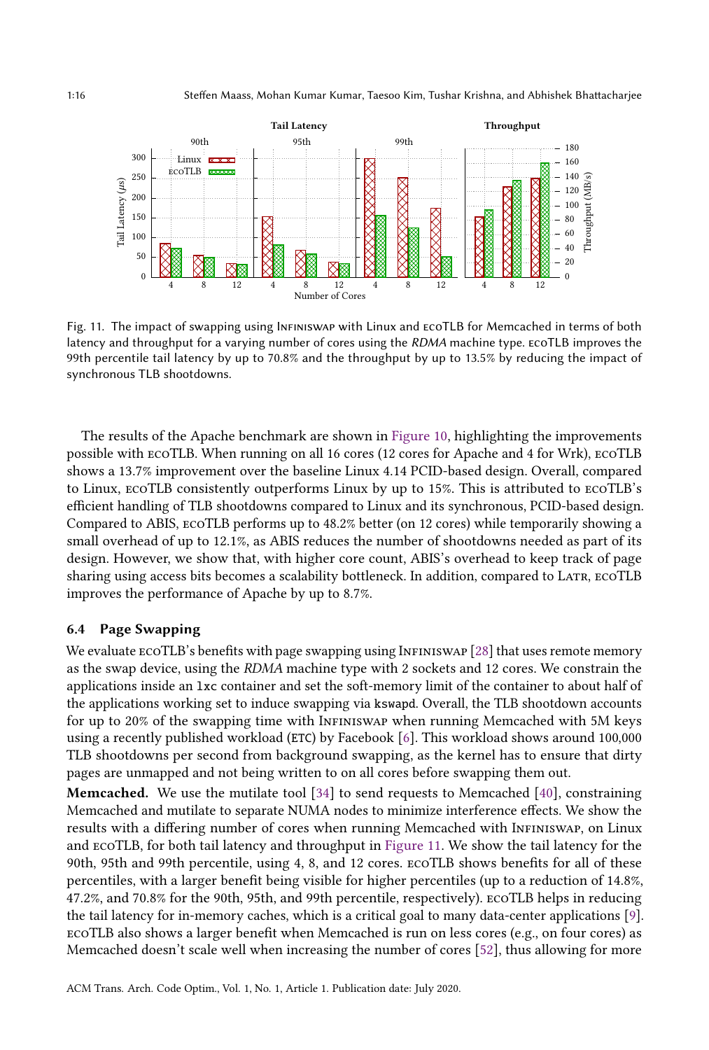Fig. 11. The impact of swapping using INFINISWAP with Linux and ECOTLB for Memcached in terms of both latency and throughput for a varying number of cores using the *RDMA* machine type. ECOTLB improves the 99th percentile tail latency by up to 70.8% and the throughput by up to 13.5% by reducing the impact of synchronous TLB shootdowns.

The results of the Apache benchmark are shown in Figure 10, highlighting the improvements possible with ECOTLB. When running on all 16 cores (12 cores for Apache and 4 for Wrk), ECOTLB shows a 13.7% improvement over the baseline Linux 4.14 PCID-based design. Overall, compared to Linux, ECOTLB consistently outperforms Linux by up to 15%. This is attributed to ECOTLB's efficient handling of TLB shootdowns compared to Linux and its synchronous, PCID-based design. Compared to ABIS, ECOTLB performs up to 48.2% better (on 12 cores) while temporarily showing a small overhead of up to 12.1%, as ABIS reduces the number of shootdowns needed as part of its design. However, we show that, with higher core count, ABIS's overhead to keep track of page sharing using access bits becomes a scalability bottleneck. In addition, compared to LATR, ECOTLB improves the performance of Apache by up to 8.7%.

### 6.4 Page Swapping

We evaluate ECOTLB's benefits with page swapping using INFINISWAP [28] that uses remote memory as the swap device, using the *RDMA* machine type with 2 sockets and 12 cores. We constrain the applications inside an `lxc` container and set the soft-memory limit of the container to about half of the applications working set to induce swapping via `kswapd`. Overall, the TLB shootdown accounts for up to 20% of the swapping time with INFINISWAP when running Memcached with 5M keys using a recently published workload (ETC) by Facebook [6]. This workload shows around 100,000 TLB shootdowns per second from background swapping, as the kernel has to ensure that dirty pages are unmapped and not being written to on all cores before swapping them out.

**Memcached.** We use the mutilate tool [34] to send requests to Memcached [40], constraining Memcached and mutilate to separate NUMA nodes to minimize interference effects. We show the results with a differing number of cores when running Memcached with INFINISWAP, on Linux and ECOTLB, for both tail latency and throughput in Figure 11. We show the tail latency for the 90th, 95th and 99th percentile, using 4, 8, and 12 cores. ECOTLB shows benefits for all of these percentiles, with a larger benefit being visible for higher percentiles (up to a reduction of 14.8%, 47.2%, and 70.8% for the 90th, 95th, and 99th percentile, respectively). ECOTLB helps in reducing the tail latency for in-memory caches, which is a critical goal to many data-center applications [9]. ECOTLB also shows a larger benefit when Memcached is run on less cores (e.g., on four cores) as Memcached doesn't scale well when increasing the number of cores [52], thus allowing for more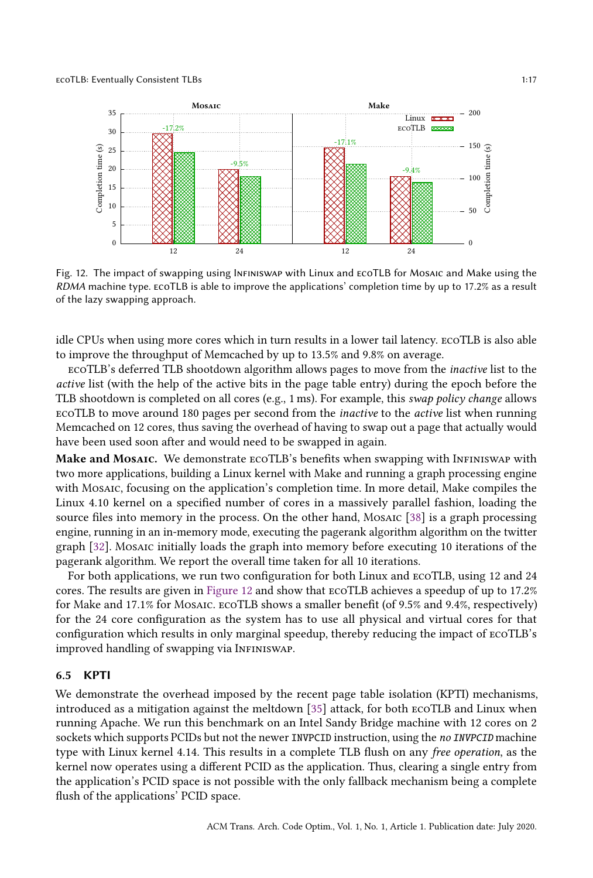Fig. 12. The impact of swapping using Infiniswap with Linux and ecoTLB for Mosaic and Make using the *RDMA* machine type. ecoTLB is able to improve the applications' completion time by up to 17.2% as a result of the lazy swapping approach.

idle CPUs when using more cores which in turn results in a lower tail latency. ecoTLB is also able to improve the throughput of Memcached by up to 13.5% and 9.8% on average.

ecoTLB's deferred TLB shootdown algorithm allows pages to move from the *inactive* list to the *active* list (with the help of the active bits in the page table entry) during the epoch before the TLB shootdown is completed on all cores (e.g., 1 ms). For example, this *swap policy change* allows ecoTLB to move around 180 pages per second from the *inactive* to the *active* list when running Memcached on 12 cores, thus saving the overhead of having to swap out a page that actually would have been used soon after and would need to be swapped in again.

**Make and Mosaic.** We demonstrate ecoTLB's benefits when swapping with Infiniswap with two more applications, building a Linux kernel with Make and running a graph processing engine with Mosaic, focusing on the application's completion time. In more detail, Make compiles the Linux 4.10 kernel on a specified number of cores in a massively parallel fashion, loading the source files into memory in the process. On the other hand, Mosaic [38] is a graph processing engine, running in an in-memory mode, executing the pagerank algorithm algorithm on the twitter graph [32]. Mosaic initially loads the graph into memory before executing 10 iterations of the pagerank algorithm. We report the overall time taken for all 10 iterations.

For both applications, we run two configuration for both Linux and ecoTLB, using 12 and 24 cores. The results are given in Figure 12 and show that ecoTLB achieves a speedup of up to 17.2% for Make and 17.1% for Mosaic. ecoTLB shows a smaller benefit (of 9.5% and 9.4%, respectively) for the 24 core configuration as the system has to use all physical and virtual cores for that configuration which results in only marginal speedup, thereby reducing the impact of ecoTLB's improved handling of swapping via Infiniswap.

### 6.5 KPTI

We demonstrate the overhead imposed by the recent page table isolation (KPTI) mechanisms, introduced as a mitigation against the meltdown [35] attack, for both ecoTLB and Linux when running Apache. We run this benchmark on an Intel Sandy Bridge machine with 12 cores on 2 sockets which supports PCIDs but not the newer `INVPCID` instruction, using the *no `INVPCID`* machine type with Linux kernel 4.14. This results in a complete TLB flush on any *free operation*, as the kernel now operates using a different PCID as the application. Thus, clearing a single entry from the application's PCID space is not possible with the only fallback mechanism being a complete flush of the applications' PCID space.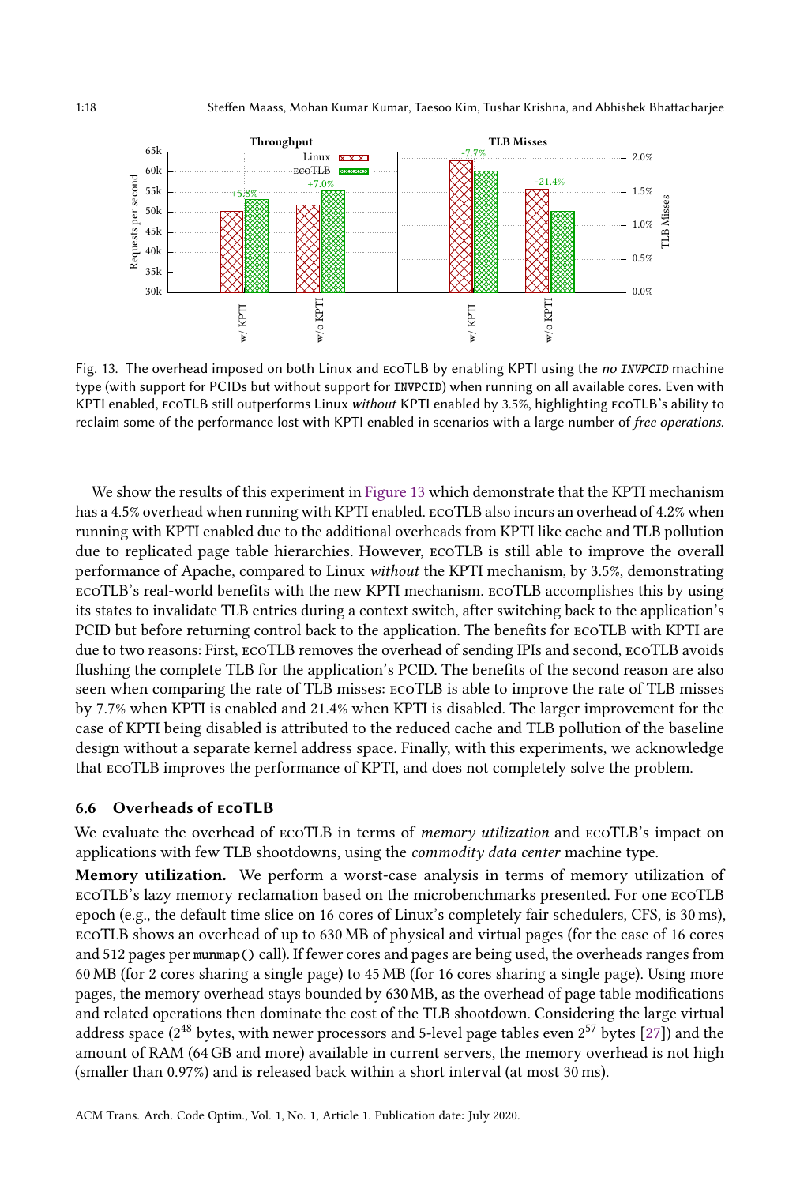Fig. 13. The overhead imposed on both Linux and ECOTLB by enabling KPTI using the *no INVPCID* machine type (with support for PCIDs but without support for INVPCID) when running on all available cores. Even with KPTI enabled, ECOTLB still outperforms Linux *without* KPTI enabled by 3.5%, highlighting ECOTLB's ability to reclaim some of the performance lost with KPTI enabled in scenarios with a large number of *free operations*.

We show the results of this experiment in Figure 13 which demonstrate that the KPTI mechanism has a 4.5% overhead when running with KPTI enabled. ECOTLB also incurs an overhead of 4.2% when running with KPTI enabled due to the additional overheads from KPTI like cache and TLB pollution due to replicated page table hierarchies. However, ECOTLB is still able to improve the overall performance of Apache, compared to Linux *without* the KPTI mechanism, by 3.5%, demonstrating ECOTLB's real-world benefits with the new KPTI mechanism. ECOTLB accomplishes this by using its states to invalidate TLB entries during a context switch, after switching back to the application's PCID but before returning control back to the application. The benefits for ECOTLB with KPTI are due to two reasons: First, ECOTLB removes the overhead of sending IPIs and second, ECOTLB avoids flushing the complete TLB for the application's PCID. The benefits of the second reason are also seen when comparing the rate of TLB misses: ECOTLB is able to improve the rate of TLB misses by 7.7% when KPTI is enabled and 21.4% when KPTI is disabled. The larger improvement for the case of KPTI being disabled is attributed to the reduced cache and TLB pollution of the baseline design without a separate kernel address space. Finally, with this experiments, we acknowledge that ECOTLB improves the performance of KPTI, and does not completely solve the problem.

## 6.6 Overheads of ECOTLB

We evaluate the overhead of ECOTLB in terms of *memory utilization* and ECOTLB's impact on applications with few TLB shootdowns, using the *commodity data center* machine type.

**Memory utilization.** We perform a worst-case analysis in terms of memory utilization of ECOTLB's lazy memory reclamation based on the microbenchmarks presented. For one ECOTLB epoch (e.g., the default time slice on 16 cores of Linux's completely fair schedulers, CFS, is 30 ms), ECOTLB shows an overhead of up to 630 MB of physical and virtual pages (for the case of 16 cores and 512 pages per munmap() call). If fewer cores and pages are being used, the overheads ranges from 60 MB (for 2 cores sharing a single page) to 45 MB (for 16 cores sharing a single page). Using more pages, the memory overhead stays bounded by 630 MB, as the overhead of page table modifications and related operations then dominate the cost of the TLB shootdown. Considering the large virtual address space ($2^{48}$ bytes, with newer processors and 5-level page tables even $2^{57}$ bytes [27]) and the amount of RAM (64 GB and more) available in current servers, the memory overhead is not high (smaller than 0.97%) and is released back within a short interval (at most 30 ms).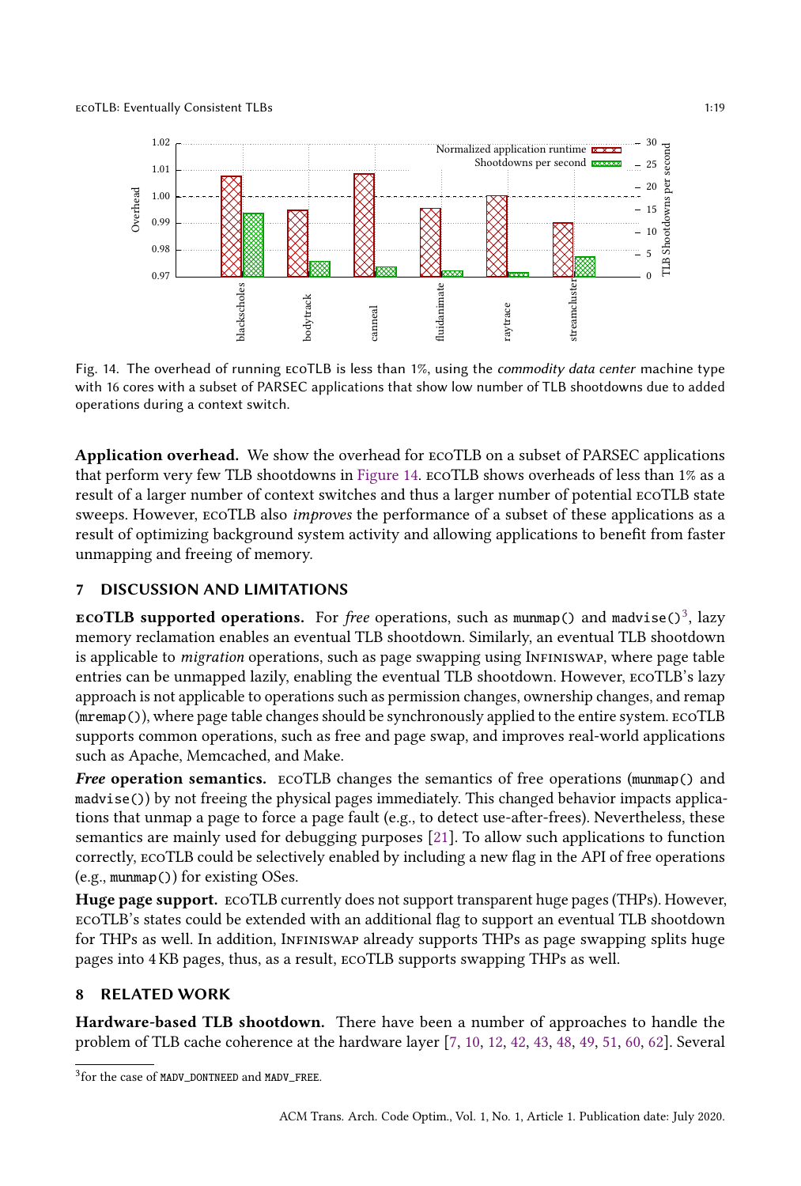Fig. 14. The overhead of running ECOTLB is less than 1%, using the *commodity data center* machine type with 16 cores with a subset of PARSEC applications that show low number of TLB shootdowns due to added operations during a context switch.

**Application overhead.** We show the overhead for ECOTLB on a subset of PARSEC applications that perform very few TLB shootdowns in Figure 14. ECOTLB shows overheads of less than 1% as a result of a larger number of context switches and thus a larger number of potential ECOTLB state sweeps. However, ECOTLB also *improves* the performance of a subset of these applications as a result of optimizing background system activity and allowing applications to benefit from faster unmapping and freeing of memory.

## 7 DISCUSSION AND LIMITATIONS

**ECOTLB supported operations.** For *free* operations, such as `munmap()` and `madvise()`[3], lazy memory reclamation enables an eventual TLB shootdown. Similarly, an eventual TLB shootdown is applicable to *migration* operations, such as page swapping using INFINISWAP, where page table entries can be unmapped lazily, enabling the eventual TLB shootdown. However, ECOTLB's lazy approach is not applicable to operations such as permission changes, ownership changes, and remap (`mremap()`), where page table changes should be synchronously applied to the entire system. ECOTLB supports common operations, such as free and page swap, and improves real-world applications such as Apache, Memcached, and Make.

***Free* operation semantics.** ECOTLB changes the semantics of free operations (`munmap()` and `madvise()`) by not freeing the physical pages immediately. This changed behavior impacts applications that unmap a page to force a page fault (e.g., to detect use-after-frees). Nevertheless, these semantics are mainly used for debugging purposes [21]. To allow such applications to function correctly, ECOTLB could be selectively enabled by including a new flag in the API of free operations (e.g., `munmap()`) for existing OSes.

**Huge page support.** ECOTLB currently does not support transparent huge pages (THPs). However, ECOTLB's states could be extended with an additional flag to support an eventual TLB shootdown for THPs as well. In addition, INFINISWAP already supports THPs as page swapping splits huge pages into 4 KB pages, thus, as a result, ECOTLB supports swapping THPs as well.

## 8 RELATED WORK

**Hardware-based TLB shootdown.** There have been a number of approaches to handle the problem of TLB cache coherence at the hardware layer [7, 10, 12, 42, 43, 48, 49, 51, 60, 62]. Several

[3] for the case of `MADV_DONTNEED` and `MADV_FREE`.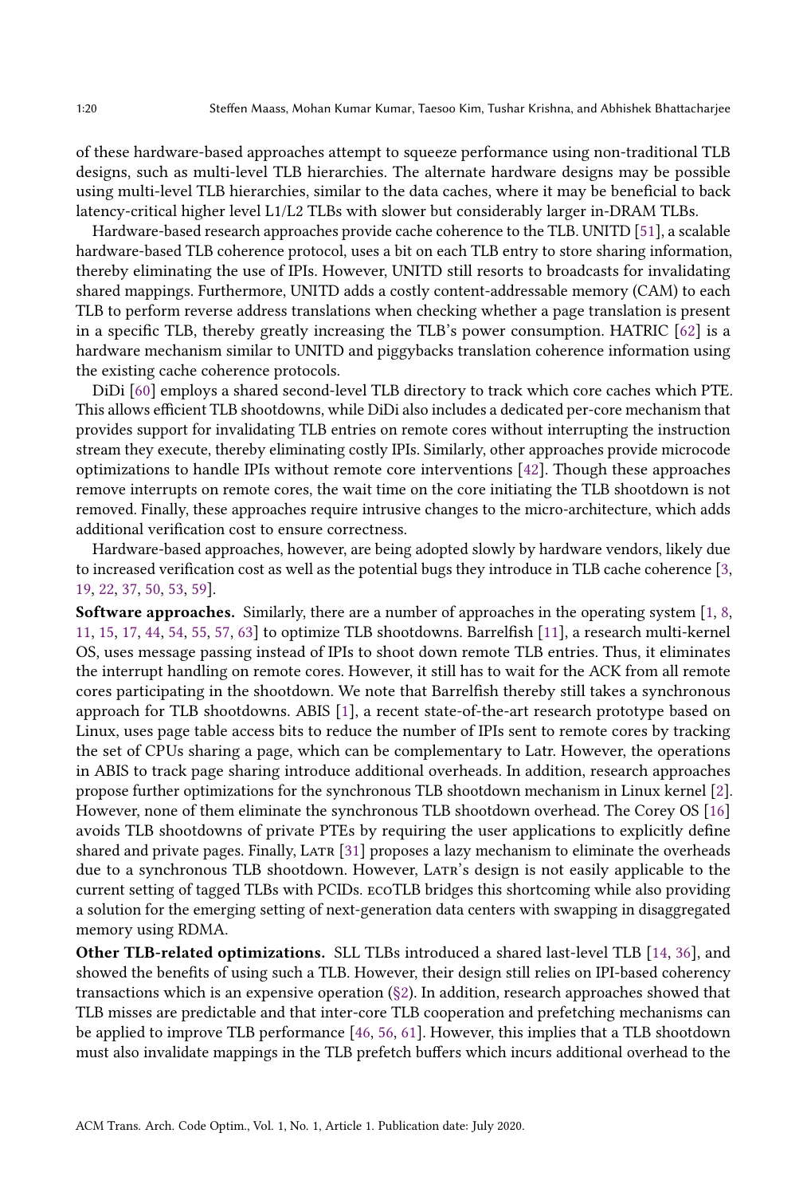of these hardware-based approaches attempt to squeeze performance using non-traditional TLB designs, such as multi-level TLB hierarchies. The alternate hardware designs may be possible using multi-level TLB hierarchies, similar to the data caches, where it may be beneficial to back latency-critical higher level L1/L2 TLBs with slower but considerably larger in-DRAM TLBs.

Hardware-based research approaches provide cache coherence to the TLB. UNITD [51], a scalable hardware-based TLB coherence protocol, uses a bit on each TLB entry to store sharing information, thereby eliminating the use of IPIs. However, UNITD still resorts to broadcasts for invalidating shared mappings. Furthermore, UNITD adds a costly content-addressable memory (CAM) to each TLB to perform reverse address translations when checking whether a page translation is present in a specific TLB, thereby greatly increasing the TLB's power consumption. HATRIC [62] is a hardware mechanism similar to UNITD and piggybacks translation coherence information using the existing cache coherence protocols.

DiDi [60] employs a shared second-level TLB directory to track which core caches which PTE. This allows efficient TLB shootdowns, while DiDi also includes a dedicated per-core mechanism that provides support for invalidating TLB entries on remote cores without interrupting the instruction stream they execute, thereby eliminating costly IPIs. Similarly, other approaches provide microcode optimizations to handle IPIs without remote core interventions [42]. Though these approaches remove interrupts on remote cores, the wait time on the core initiating the TLB shootdown is not removed. Finally, these approaches require intrusive changes to the micro-architecture, which adds additional verification cost to ensure correctness.

Hardware-based approaches, however, are being adopted slowly by hardware vendors, likely due to increased verification cost as well as the potential bugs they introduce in TLB cache coherence [3, 19, 22, 37, 50, 53, 59].

**Software approaches.** Similarly, there are a number of approaches in the operating system [1, 8, 11, 15, 17, 44, 54, 55, 57, 63] to optimize TLB shootdowns. Barrelfish [11], a research multi-kernel OS, uses message passing instead of IPIs to shoot down remote TLB entries. Thus, it eliminates the interrupt handling on remote cores. However, it still has to wait for the ACK from all remote cores participating in the shootdown. We note that Barrelfish thereby still takes a synchronous approach for TLB shootdowns. ABIS [1], a recent state-of-the-art research prototype based on Linux, uses page table access bits to reduce the number of IPIs sent to remote cores by tracking the set of CPUs sharing a page, which can be complementary to Latr. However, the operations in ABIS to track page sharing introduce additional overheads. In addition, research approaches propose further optimizations for the synchronous TLB shootdown mechanism in Linux kernel [2]. However, none of them eliminate the synchronous TLB shootdown overhead. The Corey OS [16] avoids TLB shootdowns of private PTEs by requiring the user applications to explicitly define shared and private pages. Finally, Latr [31] proposes a lazy mechanism to eliminate the overheads due to a synchronous TLB shootdown. However, Latr's design is not easily applicable to the current setting of tagged TLBs with PCIDs. ecoTLB bridges this shortcoming while also providing a solution for the emerging setting of next-generation data centers with swapping in disaggregated memory using RDMA.

**Other TLB-related optimizations.** SLL TLBs introduced a shared last-level TLB [14, 36], and showed the benefits of using such a TLB. However, their design still relies on IPI-based coherency transactions which is an expensive operation (§2). In addition, research approaches showed that TLB misses are predictable and that inter-core TLB cooperation and prefetching mechanisms can be applied to improve TLB performance [46, 56, 61]. However, this implies that a TLB shootdown must also invalidate mappings in the TLB prefetch buffers which incurs additional overhead to the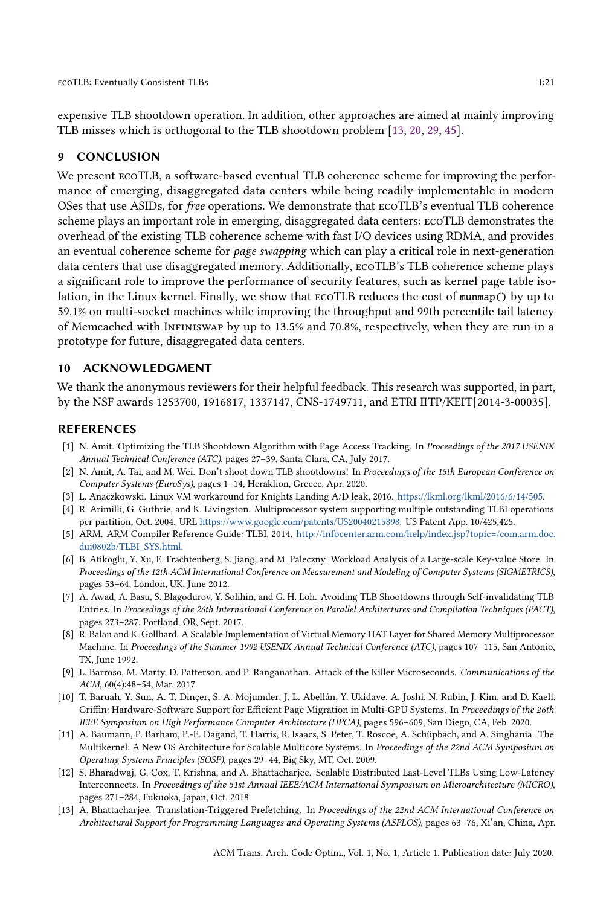expensive TLB shootdown operation. In addition, other approaches are aimed at mainly improving TLB misses which is orthogonal to the TLB shootdown problem [13, 20, 29, 45].

## 9 CONCLUSION

We present ecoTLB, a software-based eventual TLB coherence scheme for improving the performance of emerging, disaggregated data centers while being readily implementable in modern OSes that use ASIDs, for *free* operations. We demonstrate that ecoTLB's eventual TLB coherence scheme plays an important role in emerging, disaggregated data centers: ecoTLB demonstrates the overhead of the existing TLB coherence scheme with fast I/O devices using RDMA, and provides an eventual coherence scheme for *page swapping* which can play a critical role in next-generation data centers that use disaggregated memory. Additionally, ecoTLB's TLB coherence scheme plays a significant role to improve the performance of security features, such as kernel page table isolation, in the Linux kernel. Finally, we show that ecoTLB reduces the cost of `munmap()` by up to 59.1% on multi-socket machines while improving the throughput and 99th percentile tail latency of Memcached with Infiniswap by up to 13.5% and 70.8%, respectively, when they are run in a prototype for future, disaggregated data centers.

## 10 ACKNOWLEDGMENT

We thank the anonymous reviewers for their helpful feedback. This research was supported, in part, by the NSF awards 1253700, 1916817, 1337147, CNS-1749711, and ETRI IITP/KEIT[2014-3-00035].

## REFERENCES

[1] N. Amit. Optimizing the TLB Shootdown Algorithm with Page Access Tracking. In *Proceedings of the 2017 USENIX Annual Technical Conference (ATC)*, pages 27–39, Santa Clara, CA, July 2017.

[2] N. Amit, A. Tai, and M. Wei. Don't shoot down TLB shootdowns! In *Proceedings of the 15th European Conference on Computer Systems (EuroSys)*, pages 1–14, Heraklion, Greece, Apr. 2020.

[3] L. Anaczkowski. Linux VM workaround for Knights Landing A/D leak, 2016. https://lkml.org/lkml/2016/6/14/505.

[4] R. Arimilli, G. Guthrie, and K. Livingston. Multiprocessor system supporting multiple outstanding TLBI operations per partition, Oct. 2004. URL https://www.google.com/patents/US20040215898. US Patent App. 10/425,425.

[5] ARM. ARM Compiler Reference Guide: TLBI, 2014. http://infocenter.arm.com/help/index.jsp?topic=/com.arm.doc.dui0802b/TLBI_SYS.html.

[6] B. Atikoglu, Y. Xu, E. Frachtenberg, S. Jiang, and M. Paleczny. Workload Analysis of a Large-scale Key-value Store. In *Proceedings of the 12th ACM International Conference on Measurement and Modeling of Computer Systems (SIGMETRICS)*, pages 53–64, London, UK, June 2012.

[7] A. Awad, A. Basu, S. Blagodurov, Y. Solihin, and G. H. Loh. Avoiding TLB Shootdowns through Self-invalidating TLB Entries. In *Proceedings of the 26th International Conference on Parallel Architectures and Compilation Techniques (PACT)*, pages 273–287, Portland, OR, Sept. 2017.

[8] R. Balan and K. Gollhard. A Scalable Implementation of Virtual Memory HAT Layer for Shared Memory Multiprocessor Machine. In *Proceedings of the Summer 1992 USENIX Annual Technical Conference (ATC)*, pages 107–115, San Antonio, TX, June 1992.

[9] L. Barroso, M. Marty, D. Patterson, and P. Ranganathan. Attack of the Killer Microseconds. *Communications of the ACM*, 60(4):48–54, Mar. 2017.

[10] T. Baruah, Y. Sun, A. T. Dinçer, S. A. Mojumder, J. L. Abellán, Y. Ukidave, A. Joshi, N. Rubin, J. Kim, and D. Kaeli. Griffin: Hardware-Software Support for Efficient Page Migration in Multi-GPU Systems. In *Proceedings of the 26th IEEE Symposium on High Performance Computer Architecture (HPCA)*, pages 596–609, San Diego, CA, Feb. 2020.

[11] A. Baumann, P. Barham, P.-E. Dagand, T. Harris, R. Isaacs, S. Peter, T. Roscoe, A. Schüpbach, and A. Singhania. The Multikernel: A New OS Architecture for Scalable Multicore Systems. In *Proceedings of the 22nd ACM Symposium on Operating Systems Principles (SOSP)*, pages 29–44, Big Sky, MT, Oct. 2009.

[12] S. Bharadwaj, G. Cox, T. Krishna, and A. Bhattacharjee. Scalable Distributed Last-Level TLBs Using Low-Latency Interconnects. In *Proceedings of the 51st Annual IEEE/ACM International Symposium on Microarchitecture (MICRO)*, pages 271–284, Fukuoka, Japan, Oct. 2018.

[13] A. Bhattacharjee. Translation-Triggered Prefetching. In *Proceedings of the 22nd ACM International Conference on Architectural Support for Programming Languages and Operating Systems (ASPLOS)*, pages 63–76, Xi'an, China, Apr.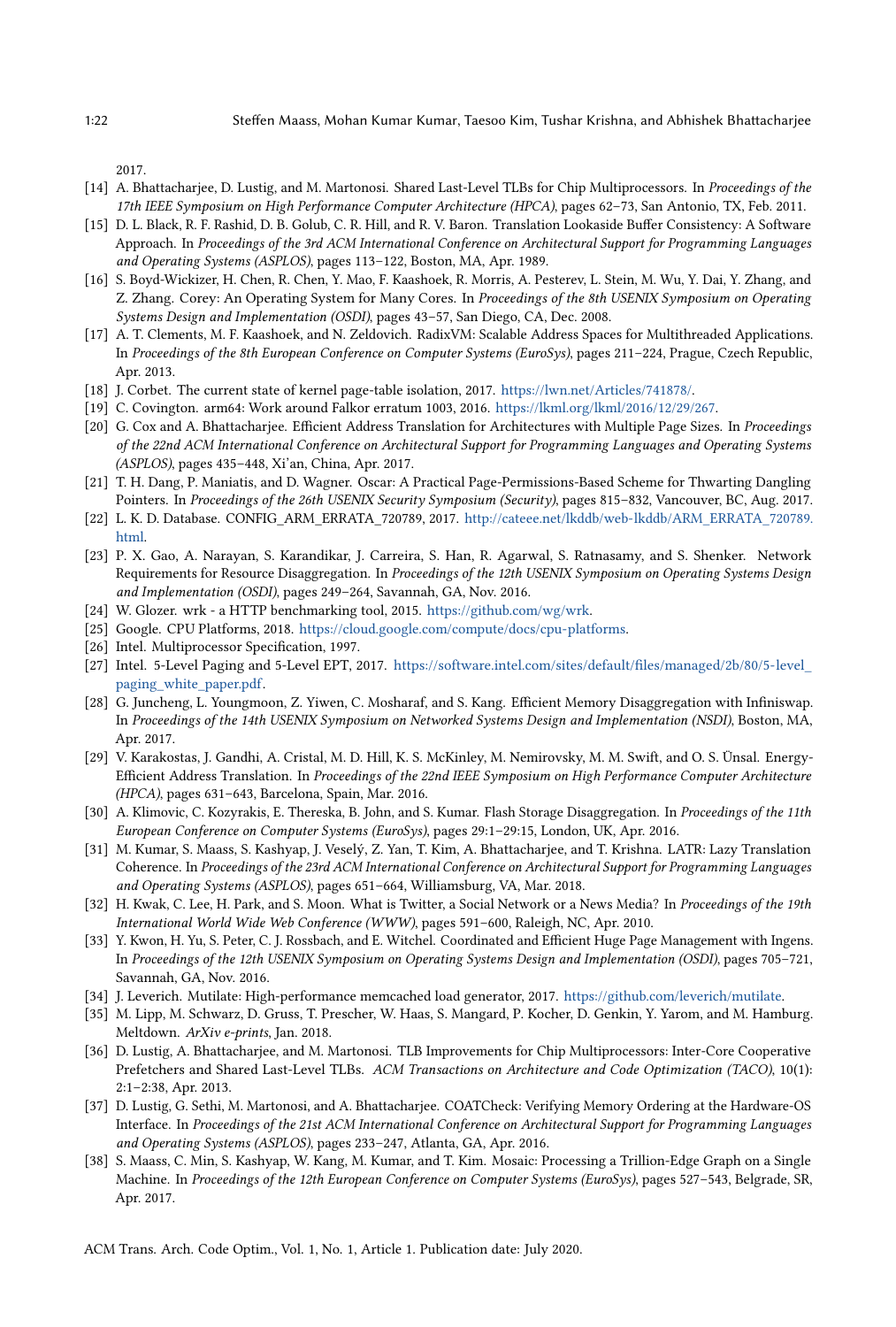2017.

- [14] A. Bhattacharjee, D. Lustig, and M. Martonosi. Shared Last-Level TLBs for Chip Multiprocessors. In *Proceedings of the 17th IEEE Symposium on High Performance Computer Architecture (HPCA)*, pages 62–73, San Antonio, TX, Feb. 2011.
- [15] D. L. Black, R. F. Rashid, D. B. Golub, C. R. Hill, and R. V. Baron. Translation Lookaside Buffer Consistency: A Software Approach. In *Proceedings of the 3rd ACM International Conference on Architectural Support for Programming Languages and Operating Systems (ASPLOS)*, pages 113–122, Boston, MA, Apr. 1989.
- [16] S. Boyd-Wickizer, H. Chen, R. Chen, Y. Mao, F. Kaashoek, R. Morris, A. Pesterev, L. Stein, M. Wu, Y. Dai, Y. Zhang, and Z. Zhang. Corey: An Operating System for Many Cores. In *Proceedings of the 8th USENIX Symposium on Operating Systems Design and Implementation (OSDI)*, pages 43–57, San Diego, CA, Dec. 2008.
- [17] A. T. Clements, M. F. Kaashoek, and N. Zeldovich. RadixVM: Scalable Address Spaces for Multithreaded Applications. In *Proceedings of the 8th European Conference on Computer Systems (EuroSys)*, pages 211–224, Prague, Czech Republic, Apr. 2013.
- [18] J. Corbet. The current state of kernel page-table isolation, 2017. https://lwn.net/Articles/741878/.
- [19] C. Covington. arm64: Work around Falkor erratum 1003, 2016. https://lkml.org/lkml/2016/12/29/267.
- [20] G. Cox and A. Bhattacharjee. Efficient Address Translation for Architectures with Multiple Page Sizes. In *Proceedings of the 22nd ACM International Conference on Architectural Support for Programming Languages and Operating Systems (ASPLOS)*, pages 435–448, Xi'an, China, Apr. 2017.
- [21] T. H. Dang, P. Maniatis, and D. Wagner. Oscar: A Practical Page-Permissions-Based Scheme for Thwarting Dangling Pointers. In *Proceedings of the 26th USENIX Security Symposium (Security)*, pages 815–832, Vancouver, BC, Aug. 2017.
- [22] L. K. D. Database. CONFIG_ARM_ERRATA_720789, 2017. http://cateee.net/lkddb/web-lkddb/ARM_ERRATA_720789.html.
- [23] P. X. Gao, A. Narayan, S. Karandikar, J. Carreira, S. Han, R. Agarwal, S. Ratnasamy, and S. Shenker. Network Requirements for Resource Disaggregation. In *Proceedings of the 12th USENIX Symposium on Operating Systems Design and Implementation (OSDI)*, pages 249–264, Savannah, GA, Nov. 2016.
- [24] W. Glozer. wrk - a HTTP benchmarking tool, 2015. https://github.com/wg/wrk.
- [25] Google. CPU Platforms, 2018. https://cloud.google.com/compute/docs/cpu-platforms.
- [26] Intel. Multiprocessor Specification, 1997.
- [27] Intel. 5-Level Paging and 5-Level EPT, 2017. https://software.intel.com/sites/default/files/managed/2b/80/5-level_paging_white_paper.pdf.
- [28] G. Juncheng, L. Youngmoon, Z. Yiwen, C. Mosharaf, and S. Kang. Efficient Memory Disaggregation with Infiniswap. In *Proceedings of the 14th USENIX Symposium on Networked Systems Design and Implementation (NSDI)*, Boston, MA, Apr. 2017.
- [29] V. Karakostas, J. Gandhi, A. Cristal, M. D. Hill, K. S. McKinley, M. Nemirovsky, M. M. Swift, and O. S. Ünsal. Energy-Efficient Address Translation. In *Proceedings of the 22nd IEEE Symposium on High Performance Computer Architecture (HPCA)*, pages 631–643, Barcelona, Spain, Mar. 2016.
- [30] A. Klimovic, C. Kozyrakis, E. Thereska, B. John, and S. Kumar. Flash Storage Disaggregation. In *Proceedings of the 11th European Conference on Computer Systems (EuroSys)*, pages 29:1–29:15, London, UK, Apr. 2016.
- [31] M. Kumar, S. Maass, S. Kashyap, J. Veselý, Z. Yan, T. Kim, A. Bhattacharjee, and T. Krishna. LATR: Lazy Translation Coherence. In *Proceedings of the 23rd ACM International Conference on Architectural Support for Programming Languages and Operating Systems (ASPLOS)*, pages 651–664, Williamsburg, VA, Mar. 2018.
- [32] H. Kwak, C. Lee, H. Park, and S. Moon. What is Twitter, a Social Network or a News Media? In *Proceedings of the 19th International World Wide Web Conference (WWW)*, pages 591–600, Raleigh, NC, Apr. 2010.
- [33] Y. Kwon, H. Yu, S. Peter, C. J. Rossbach, and E. Witchel. Coordinated and Efficient Huge Page Management with Ingens. In *Proceedings of the 12th USENIX Symposium on Operating Systems Design and Implementation (OSDI)*, pages 705–721, Savannah, GA, Nov. 2016.
- [34] J. Leverich. Mutilate: High-performance memcached load generator, 2017. https://github.com/leverich/mutilate.
- [35] M. Lipp, M. Schwarz, D. Gruss, T. Prescher, W. Haas, S. Mangard, P. Kocher, D. Genkin, Y. Yarom, and M. Hamburg. Meltdown. *ArXiv e-prints*, Jan. 2018.
- [36] D. Lustig, A. Bhattacharjee, and M. Martonosi. TLB Improvements for Chip Multiprocessors: Inter-Core Cooperative Prefetchers and Shared Last-Level TLBs. *ACM Transactions on Architecture and Code Optimization (TACO)*, 10(1): 2:1–2:38, Apr. 2013.
- [37] D. Lustig, G. Sethi, M. Martonosi, and A. Bhattacharjee. COATCheck: Verifying Memory Ordering at the Hardware-OS Interface. In *Proceedings of the 21st ACM International Conference on Architectural Support for Programming Languages and Operating Systems (ASPLOS)*, pages 233–247, Atlanta, GA, Apr. 2016.
- [38] S. Maass, C. Min, S. Kashyap, W. Kang, M. Kumar, and T. Kim. Mosaic: Processing a Trillion-Edge Graph on a Single Machine. In *Proceedings of the 12th European Conference on Computer Systems (EuroSys)*, pages 527–543, Belgrade, SR, Apr. 2017.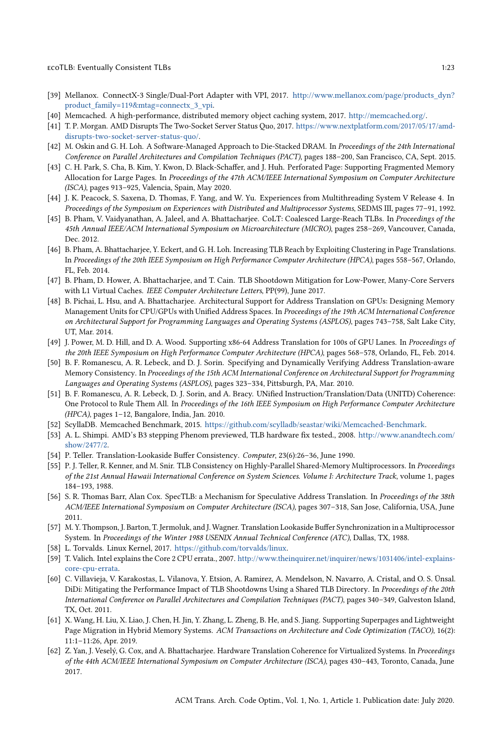[39] Mellanox. ConnectX-3 Single/Dual-Port Adapter with VPI, 2017. http://www.mellanox.com/page/products_dyn?product_family=119&mtag=connectx_3_vpi.

[40] Memcached. A high-performance, distributed memory object caching system, 2017. http://memcached.org/.

[41] T. P. Morgan. AMD Disrupts The Two-Socket Server Status Quo, 2017. https://www.nextplatform.com/2017/05/17/amd-disrupts-two-socket-server-status-quo/.

[42] M. Oskin and G. H. Loh. A Software-Managed Approach to Die-Stacked DRAM. In *Proceedings of the 24th International Conference on Parallel Architectures and Compilation Techniques (PACT)*, pages 188–200, San Francisco, CA, Sept. 2015.

[43] C. H. Park, S. Cha, B. Kim, Y. Kwon, D. Black-Schaffer, and J. Huh. Perforated Page: Supporting Fragmented Memory Allocation for Large Pages. In *Proceedings of the 47th ACM/IEEE International Symposium on Computer Architecture (ISCA)*, pages 913–925, Valencia, Spain, May 2020.

[44] J. K. Peacock, S. Saxena, D. Thomas, F. Yang, and W. Yu. Experiences from Multithreading System V Release 4. In *Proceedings of the Symposium on Experiences with Distributed and Multiprocessor Systems*, SEDMS III, pages 77–91, 1992.

[45] B. Pham, V. Vaidyanathan, A. Jaleel, and A. Bhattacharjee. CoLT: Coalesced Large-Reach TLBs. In *Proceedings of the 45th Annual IEEE/ACM International Symposium on Microarchitecture (MICRO)*, pages 258–269, Vancouver, Canada, Dec. 2012.

[46] B. Pham, A. Bhattacharjee, Y. Eckert, and G. H. Loh. Increasing TLB Reach by Exploiting Clustering in Page Translations. In *Proceedings of the 20th IEEE Symposium on High Performance Computer Architecture (HPCA)*, pages 558–567, Orlando, FL, Feb. 2014.

[47] B. Pham, D. Hower, A. Bhattacharjee, and T. Cain. TLB Shootdown Mitigation for Low-Power, Many-Core Servers with L1 Virtual Caches. *IEEE Computer Architecture Letters*, PP(99), June 2017.

[48] B. Pichai, L. Hsu, and A. Bhattacharjee. Architectural Support for Address Translation on GPUs: Designing Memory Management Units for CPU/GPUs with Unified Address Spaces. In *Proceedings of the 19th ACM International Conference on Architectural Support for Programming Languages and Operating Systems (ASPLOS)*, pages 743–758, Salt Lake City, UT, Mar. 2014.

[49] J. Power, M. D. Hill, and D. A. Wood. Supporting x86-64 Address Translation for 100s of GPU Lanes. In *Proceedings of the 20th IEEE Symposium on High Performance Computer Architecture (HPCA)*, pages 568–578, Orlando, FL, Feb. 2014.

[50] B. F. Romanescu, A. R. Lebeck, and D. J. Sorin. Specifying and Dynamically Verifying Address Translation-aware Memory Consistency. In *Proceedings of the 15th ACM International Conference on Architectural Support for Programming Languages and Operating Systems (ASPLOS)*, pages 323–334, Pittsburgh, PA, Mar. 2010.

[51] B. F. Romanescu, A. R. Lebeck, D. J. Sorin, and A. Bracy. UNified Instruction/Translation/Data (UNITD) Coherence: One Protocol to Rule Them All. In *Proceedings of the 16th IEEE Symposium on High Performance Computer Architecture (HPCA)*, pages 1–12, Bangalore, India, Jan. 2010.

[52] ScyllaDB. Memcached Benchmark, 2015. https://github.com/scylladb/seastar/wiki/Memcached-Benchmark.

[53] A. L. Shimpi. AMD's B3 stepping Phenom previewed, TLB hardware fix tested., 2008. http://www.anandtech.com/show/2477/2.

[54] P. Teller. Translation-Lookaside Buffer Consistency. *Computer*, 23(6):26–36, June 1990.

[55] P. J. Teller, R. Kenner, and M. Snir. TLB Consistency on Highly-Parallel Shared-Memory Multiprocessors. In *Proceedings of the 21st Annual Hawaii International Conference on System Sciences. Volume I: Architecture Track*, volume 1, pages 184–193, 1988.

[56] S. R. Thomas Barr, Alan Cox. SpecTLB: a Mechanism for Speculative Address Translation. In *Proceedings of the 38th ACM/IEEE International Symposium on Computer Architecture (ISCA)*, pages 307–318, San Jose, California, USA, June 2011.

[57] M. Y. Thompson, J. Barton, T. Jermoluk, and J. Wagner. Translation Lookaside Buffer Synchronization in a Multiprocessor System. In *Proceedings of the Winter 1988 USENIX Annual Technical Conference (ATC)*, Dallas, TX, 1988.

[58] L. Torvalds. Linux Kernel, 2017. https://github.com/torvalds/linux.

[59] T. Valich. Intel explains the Core 2 CPU errata., 2007. http://www.theinquirer.net/inquirer/news/1031406/intel-explains-core-cpu-errata.

[60] C. Villavieja, V. Karakostas, L. Vilanova, Y. Etsion, A. Ramirez, A. Mendelson, N. Navarro, A. Cristal, and O. S. Ünsal. DiDi: Mitigating the Performance Impact of TLB Shootdowns Using a Shared TLB Directory. In *Proceedings of the 20th International Conference on Parallel Architectures and Compilation Techniques (PACT)*, pages 340–349, Galveston Island, TX, Oct. 2011.

[61] X. Wang, H. Liu, X. Liao, J. Chen, H. Jin, Y. Zhang, L. Zheng, B. He, and S. Jiang. Supporting Superpages and Lightweight Page Migration in Hybrid Memory Systems. *ACM Transactions on Architecture and Code Optimization (TACO)*, 16(2): 11:1–11:26, Apr. 2019.

[62] Z. Yan, J. Veselý, G. Cox, and A. Bhattacharjee. Hardware Translation Coherence for Virtualized Systems. In *Proceedings of the 44th ACM/IEEE International Symposium on Computer Architecture (ISCA)*, pages 430–443, Toronto, Canada, June 2017.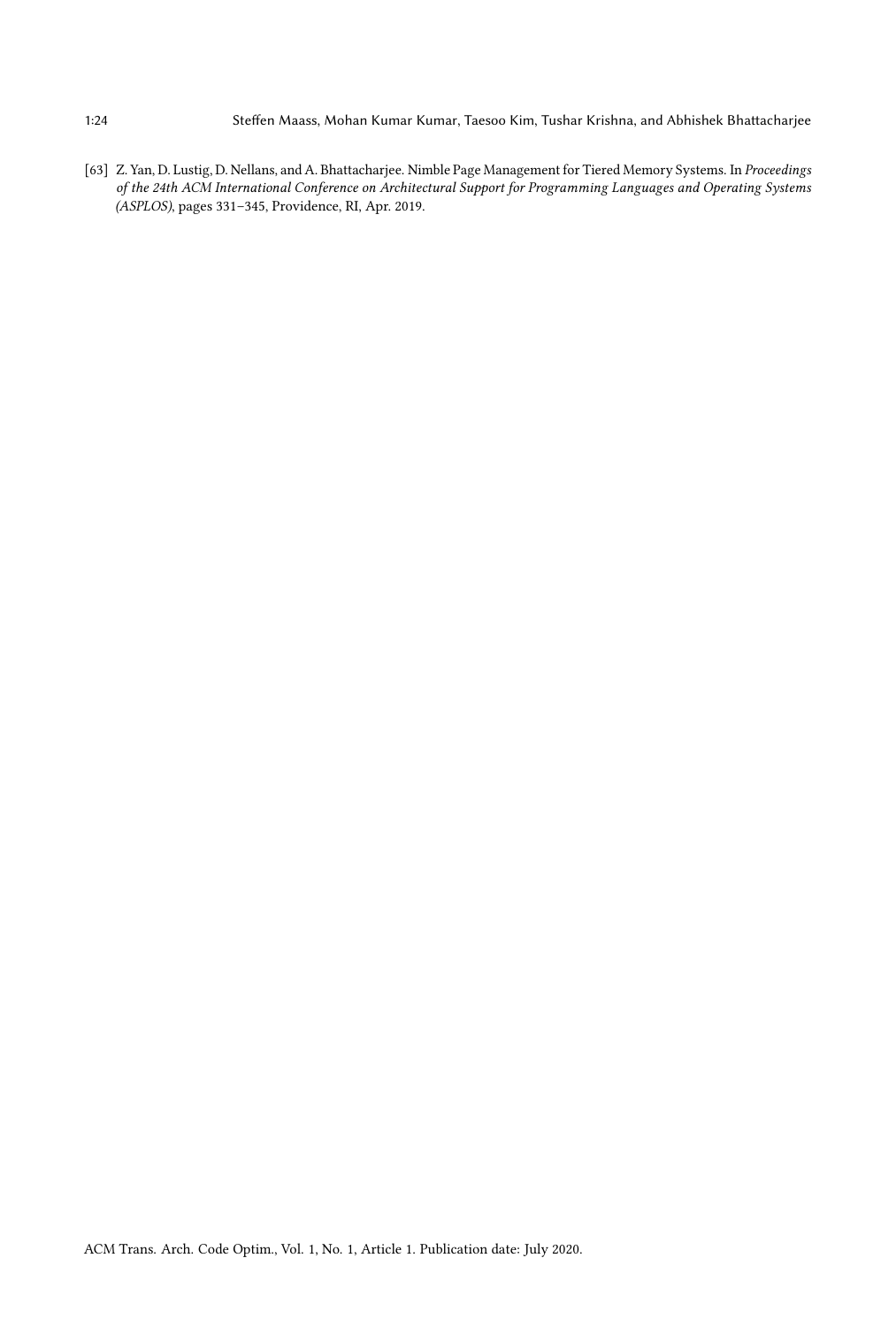[63] Z. Yan, D. Lustig, D. Nellans, and A. Bhattacharjee. Nimble Page Management for Tiered Memory Systems. In *Proceedings of the 24th ACM International Conference on Architectural Support for Programming Languages and Operating Systems (ASPLOS)*, pages 331–345, Providence, RI, Apr. 2019.